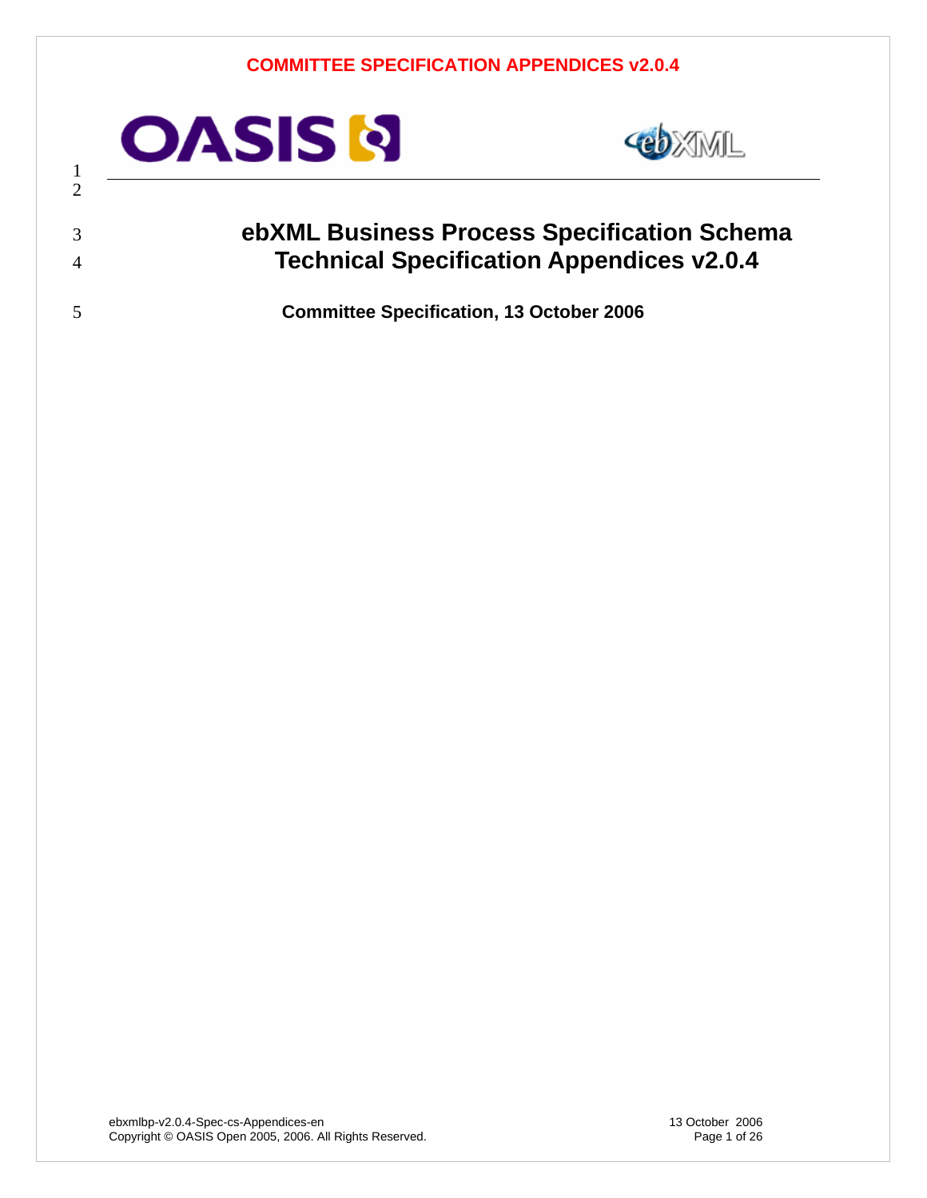**COMMITTEE SPECIFICATION APPENDICES v2.0.4**

# ebXML Business Process Specification Schema Technical Specification Appendices v2.0.4

**Committee Specification, 13 October 2006**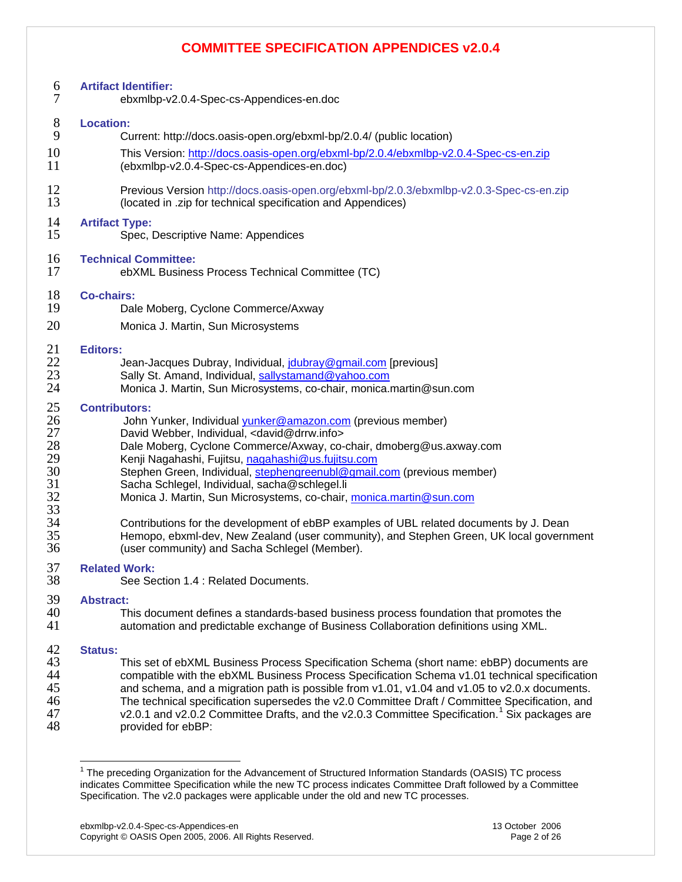# COMMITTEE SPECIFICATION APPENDICES v2.0.4

**Artifact Identifier:**

ebxmlbp-v2.0.4-Spec-cs-Appendices-en.doc

**Location:**

Current: http://docs.oasis-open.org/ebxml-bp/2.0.4/ (public location)

This Version: http://docs.oasis-open.org/ebxml-bp/2.0.4/ebxmlbp-v2.0.4-Spec-cs-en.zip (ebxmlbp-v2.0.4-Spec-cs-Appendices-en.doc)

Previous Version http://docs.oasis-open.org/ebxml-bp/2.0.3/ebxmlbp-v2.0.3-Spec-cs-en.zip (located in .zip for technical specification and Appendices)

**Artifact Type:**

Spec, Descriptive Name: Appendices

**Technical Committee:**

ebXML Business Process Technical Committee (TC)

**Co-chairs:**

Dale Moberg, Cyclone Commerce/Axway

Monica J. Martin, Sun Microsystems

**Editors:**

Jean-Jacques Dubray, Individual, jdubray@gmail.com [previous]
Sally St. Amand, Individual, sallystamand@yahoo.com
Monica J. Martin, Sun Microsystems, co-chair, monica.martin@sun.com

**Contributors:**

John Yunker, Individual yunker@amazon.com (previous member)
David Webber, Individual, <david@drrw.info>
Dale Moberg, Cyclone Commerce/Axway, co-chair, dmoberg@us.axway.com
Kenji Nagahashi, Fujitsu, nagahashi@us.fujitsu.com
Stephen Green, Individual, stephengreenubl@gmail.com (previous member)
Sacha Schlegel, Individual, sacha@schlegel.li
Monica J. Martin, Sun Microsystems, co-chair, monica.martin@sun.com

Contributions for the development of ebBP examples of UBL related documents by J. Dean Hemopo, ebxml-dev, New Zealand (user community), and Stephen Green, UK local government (user community) and Sacha Schlegel (Member).

**Related Work:**

See Section 1.4 : Related Documents.

**Abstract:**

This document defines a standards-based business process foundation that promotes the automation and predictable exchange of Business Collaboration definitions using XML.

**Status:**

This set of ebXML Business Process Specification Schema (short name: ebBP) documents are compatible with the ebXML Business Process Specification Schema v1.01 technical specification and schema, and a migration path is possible from v1.01, v1.04 and v1.05 to v2.0.x documents. The technical specification supersedes the v2.0 Committee Draft / Committee Specification, and v2.0.1 and v2.0.2 Committee Drafts, and the v2.0.3 Committee Specification.[1] Six packages are provided for ebBP:

[1] The preceding Organization for the Advancement of Structured Information Standards (OASIS) TC process indicates Committee Specification while the new TC process indicates Committee Draft followed by a Committee Specification. The v2.0 packages were applicable under the old and new TC processes.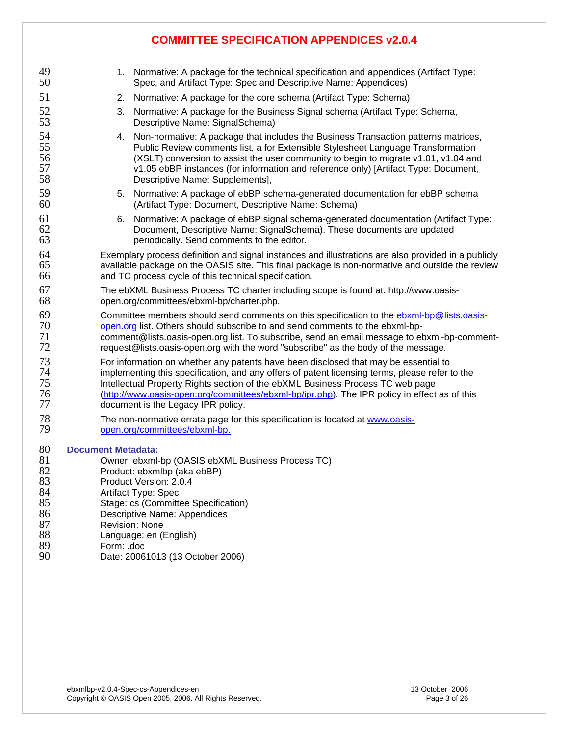1. Normative: A package for the technical specification and appendices (Artifact Type: Spec, and Artifact Type: Spec and Descriptive Name: Appendices)
2. Normative: A package for the core schema (Artifact Type: Schema)
3. Normative: A package for the Business Signal schema (Artifact Type: Schema, Descriptive Name: SignalSchema)
4. Non-normative: A package that includes the Business Transaction patterns matrices, Public Review comments list, a for Extensible Stylesheet Language Transformation (XSLT) conversion to assist the user community to begin to migrate v1.01, v1.04 and v1.05 ebBP instances (for information and reference only) [Artifact Type: Document, Descriptive Name: Supplements],
5. Normative: A package of ebBP schema-generated documentation for ebBP schema (Artifact Type: Document, Descriptive Name: Schema)
6. Normative: A package of ebBP signal schema-generated documentation (Artifact Type: Document, Descriptive Name: SignalSchema). These documents are updated periodically. Send comments to the editor.

Exemplary process definition and signal instances and illustrations are also provided in a publicly available package on the OASIS site. This final package is non-normative and outside the review and TC process cycle of this technical specification.

The ebXML Business Process TC charter including scope is found at: http://www.oasis-open.org/committees/ebxml-bp/charter.php.

Committee members should send comments on this specification to the [ebxml-bp@lists.oasis-open.org](mailto:ebxml-bp@lists.oasis-open.org) list. Others should subscribe to and send comments to the ebxml-bp-comment@lists.oasis-open.org list. To subscribe, send an email message to ebxml-bp-comment-request@lists.oasis-open.org with the word "subscribe" as the body of the message.

For information on whether any patents have been disclosed that may be essential to implementing this specification, and any offers of patent licensing terms, please refer to the Intellectual Property Rights section of the ebXML Business Process TC web page ([http://www.oasis-open.org/committees/ebxml-bp/ipr.php](http://www.oasis-open.org/committees/ebxml-bp/ipr.php)). The IPR policy in effect as of this document is the Legacy IPR policy.

The non-normative errata page for this specification is located at [www.oasis-open.org/committees/ebxml-bp.](http://www.oasis-open.org/committees/ebxml-bp)

**Document Metadata:**

Owner: ebxml-bp (OASIS ebXML Business Process TC)
Product: ebxmlbp (aka ebBP)
Product Version: 2.0.4
Artifact Type: Spec
Stage: cs (Committee Specification)
Descriptive Name: Appendices
Revision: None
Language: en (English)
Form: .doc
Date: 20061013 (13 October 2006)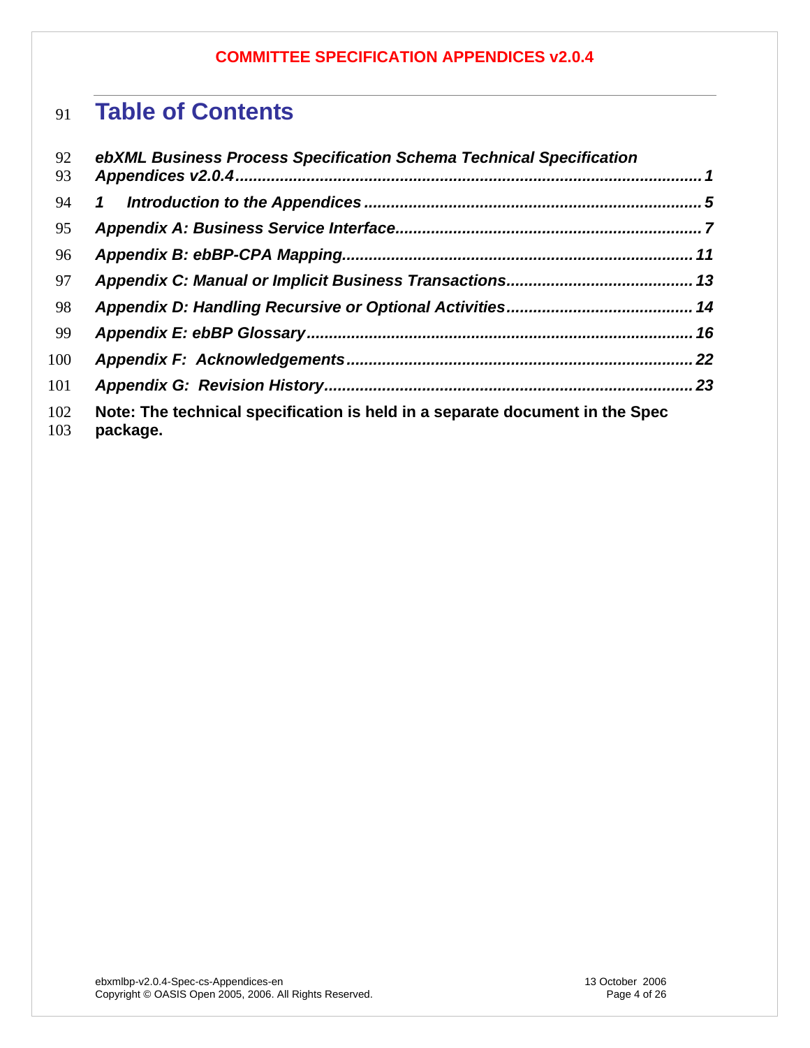# Table of Contents

*ebXML Business Process Specification Schema Technical Specification Appendices v2.0.4* ........ *1*

*1 Introduction to the Appendices* ........ *5*

*Appendix A: Business Service Interface* ........ *7*

*Appendix B: ebBP-CPA Mapping* ........ *11*

*Appendix C: Manual or Implicit Business Transactions* ........ *13*

*Appendix D: Handling Recursive or Optional Activities* ........ *14*

*Appendix E: ebBP Glossary* ........ *16*

*Appendix F: Acknowledgements* ........ *22*

*Appendix G: Revision History* ........ *23*

**Note: The technical specification is held in a separate document in the Spec package.**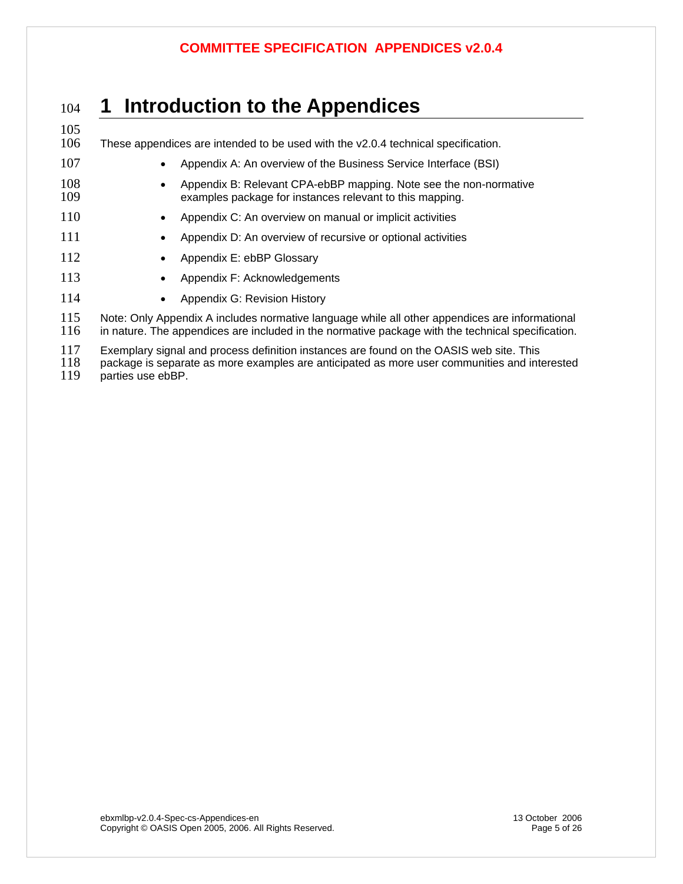# 1 Introduction to the Appendices

These appendices are intended to be used with the v2.0.4 technical specification.

- Appendix A: An overview of the Business Service Interface (BSI)
- Appendix B: Relevant CPA-ebBP mapping. Note see the non-normative examples package for instances relevant to this mapping.
- Appendix C: An overview on manual or implicit activities
- Appendix D: An overview of recursive or optional activities
- Appendix E: ebBP Glossary
- Appendix F: Acknowledgements
- Appendix G: Revision History

Note: Only Appendix A includes normative language while all other appendices are informational in nature. The appendices are included in the normative package with the technical specification.

Exemplary signal and process definition instances are found on the OASIS web site. This package is separate as more examples are anticipated as more user communities and interested parties use ebBP.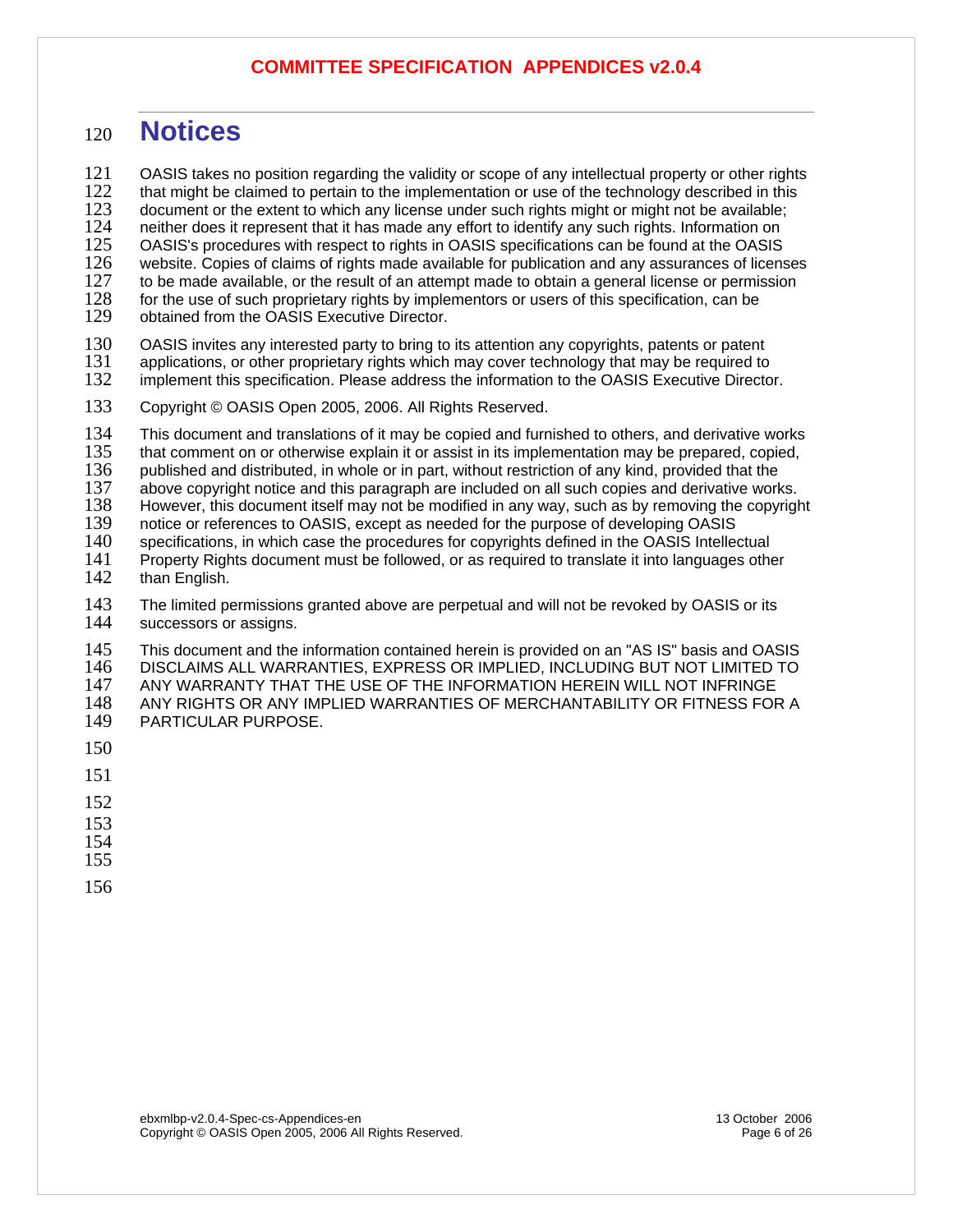# Notices

OASIS takes no position regarding the validity or scope of any intellectual property or other rights that might be claimed to pertain to the implementation or use of the technology described in this document or the extent to which any license under such rights might or might not be available; neither does it represent that it has made any effort to identify any such rights. Information on OASIS's procedures with respect to rights in OASIS specifications can be found at the OASIS website. Copies of claims of rights made available for publication and any assurances of licenses to be made available, or the result of an attempt made to obtain a general license or permission for the use of such proprietary rights by implementors or users of this specification, can be obtained from the OASIS Executive Director.

OASIS invites any interested party to bring to its attention any copyrights, patents or patent applications, or other proprietary rights which may cover technology that may be required to implement this specification. Please address the information to the OASIS Executive Director.

Copyright © OASIS Open 2005, 2006. All Rights Reserved.

This document and translations of it may be copied and furnished to others, and derivative works that comment on or otherwise explain it or assist in its implementation may be prepared, copied, published and distributed, in whole or in part, without restriction of any kind, provided that the above copyright notice and this paragraph are included on all such copies and derivative works. However, this document itself may not be modified in any way, such as by removing the copyright notice or references to OASIS, except as needed for the purpose of developing OASIS specifications, in which case the procedures for copyrights defined in the OASIS Intellectual Property Rights document must be followed, or as required to translate it into languages other than English.

The limited permissions granted above are perpetual and will not be revoked by OASIS or its successors or assigns.

This document and the information contained herein is provided on an "AS IS" basis and OASIS DISCLAIMS ALL WARRANTIES, EXPRESS OR IMPLIED, INCLUDING BUT NOT LIMITED TO ANY WARRANTY THAT THE USE OF THE INFORMATION HEREIN WILL NOT INFRINGE ANY RIGHTS OR ANY IMPLIED WARRANTIES OF MERCHANTABILITY OR FITNESS FOR A PARTICULAR PURPOSE.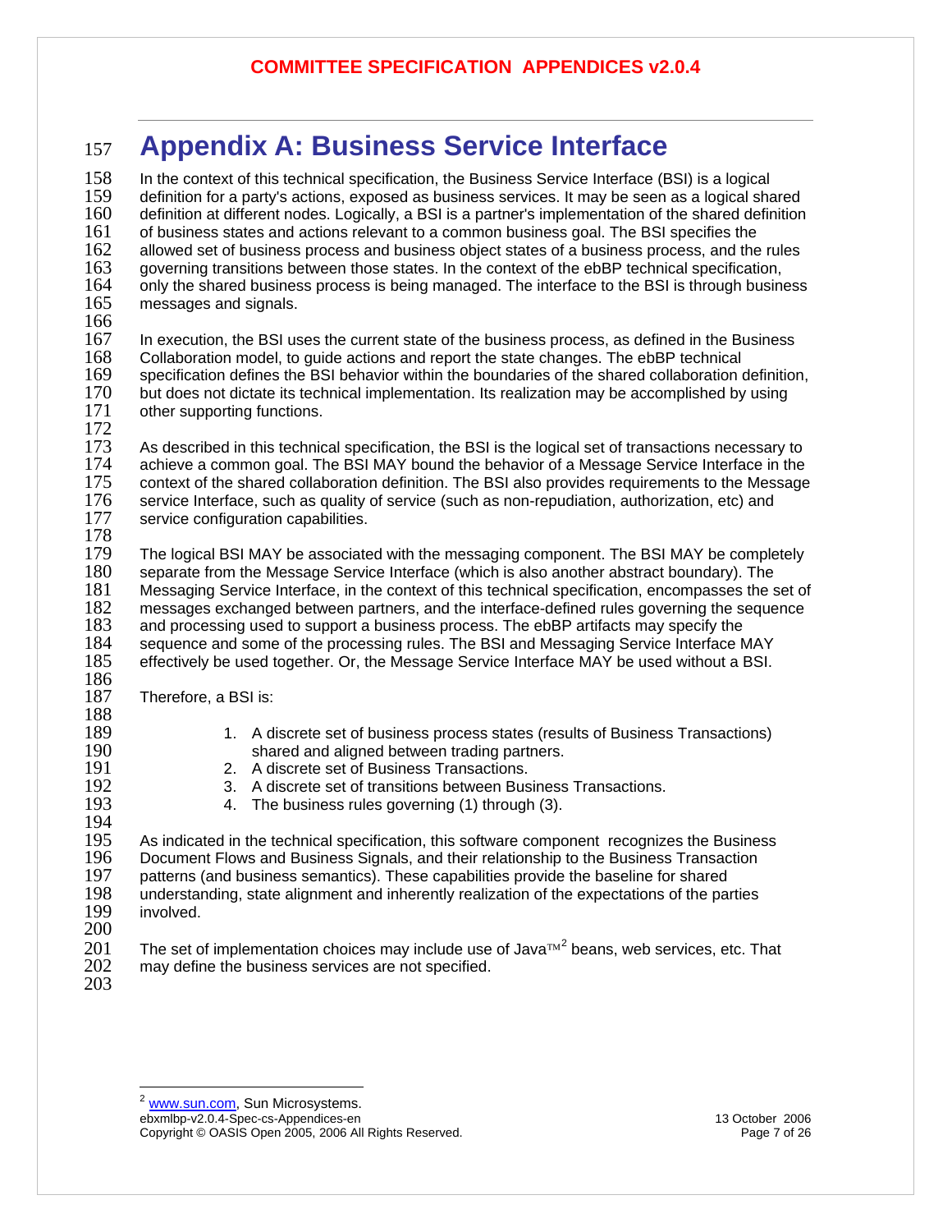# Appendix A: Business Service Interface

In the context of this technical specification, the Business Service Interface (BSI) is a logical definition for a party's actions, exposed as business services. It may be seen as a logical shared definition at different nodes. Logically, a BSI is a partner's implementation of the shared definition of business states and actions relevant to a common business goal. The BSI specifies the allowed set of business process and business object states of a business process, and the rules governing transitions between those states. In the context of the ebBP technical specification, only the shared business process is being managed. The interface to the BSI is through business messages and signals.

In execution, the BSI uses the current state of the business process, as defined in the Business Collaboration model, to guide actions and report the state changes. The ebBP technical specification defines the BSI behavior within the boundaries of the shared collaboration definition, but does not dictate its technical implementation. Its realization may be accomplished by using other supporting functions.

As described in this technical specification, the BSI is the logical set of transactions necessary to achieve a common goal. The BSI MAY bound the behavior of a Message Service Interface in the context of the shared collaboration definition. The BSI also provides requirements to the Message service Interface, such as quality of service (such as non-repudiation, authorization, etc) and service configuration capabilities.

The logical BSI MAY be associated with the messaging component. The BSI MAY be completely separate from the Message Service Interface (which is also another abstract boundary). The Messaging Service Interface, in the context of this technical specification, encompasses the set of messages exchanged between partners, and the interface-defined rules governing the sequence and processing used to support a business process. The ebBP artifacts may specify the sequence and some of the processing rules. The BSI and Messaging Service Interface MAY effectively be used together. Or, the Message Service Interface MAY be used without a BSI.

Therefore, a BSI is:

1. A discrete set of business process states (results of Business Transactions) shared and aligned between trading partners.
2. A discrete set of Business Transactions.
3. A discrete set of transitions between Business Transactions.
4. The business rules governing (1) through (3).

As indicated in the technical specification, this software component recognizes the Business Document Flows and Business Signals, and their relationship to the Business Transaction patterns (and business semantics). These capabilities provide the baseline for shared understanding, state alignment and inherently realization of the expectations of the parties involved.

The set of implementation choices may include use of Java™[2] beans, web services, etc. That may define the business services are not specified.

[2] www.sun.com, Sun Microsystems.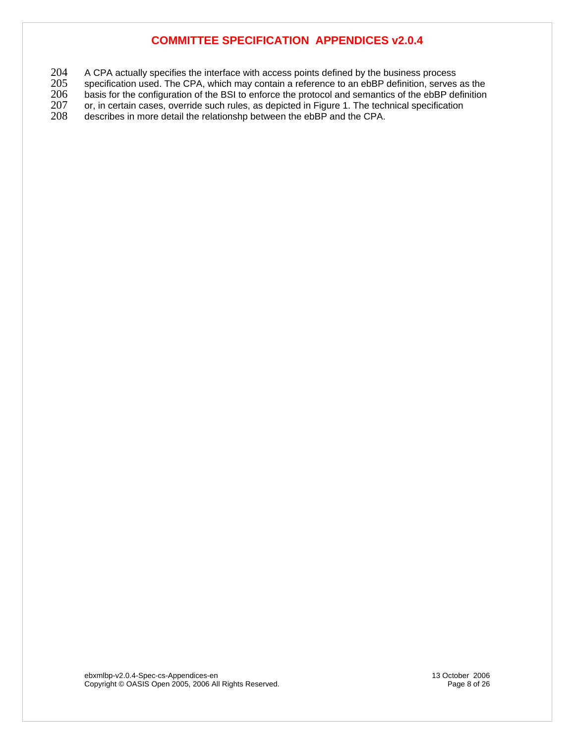A CPA actually specifies the interface with access points defined by the business process specification used. The CPA, which may contain a reference to an ebBP definition, serves as the basis for the configuration of the BSI to enforce the protocol and semantics of the ebBP definition or, in certain cases, override such rules, as depicted in Figure 1. The technical specification describes in more detail the relationshp between the ebBP and the CPA.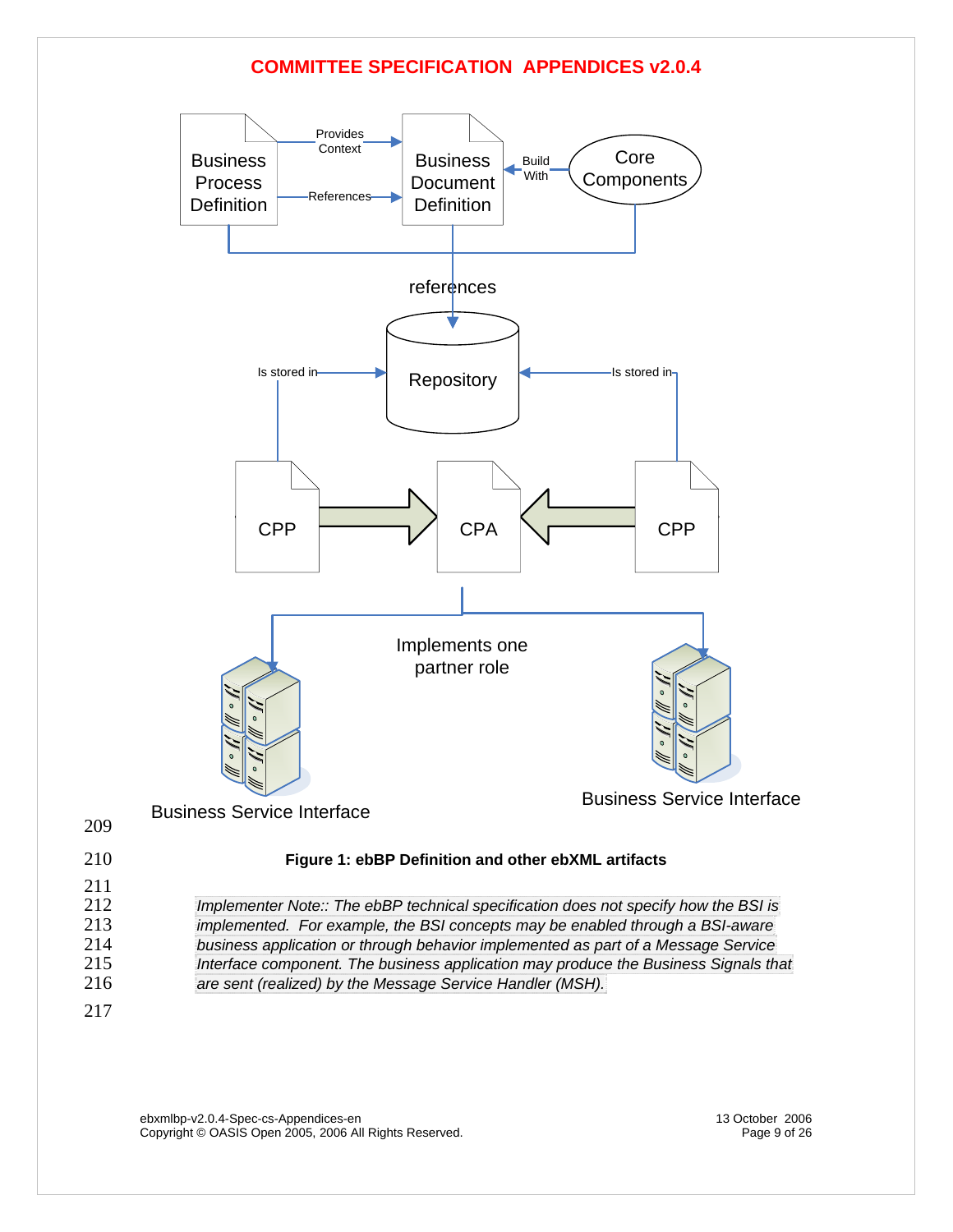Business Process Definition — Provides Context / References → Business Document Definition ← Build With — Core Components

references

Repository

Is stored in — CPP → CPA ← CPP — Is stored in

Implements one partner role

Business Service Interface

Business Service Interface

**Figure 1: ebBP Definition and other ebXML artifacts**

*Implementer Note:: The ebBP technical specification does not specify how the BSI is implemented. For example, the BSI concepts may be enabled through a BSI-aware business application or through behavior implemented as part of a Message Service Interface component. The business application may produce the Business Signals that are sent (realized) by the Message Service Handler (MSH).*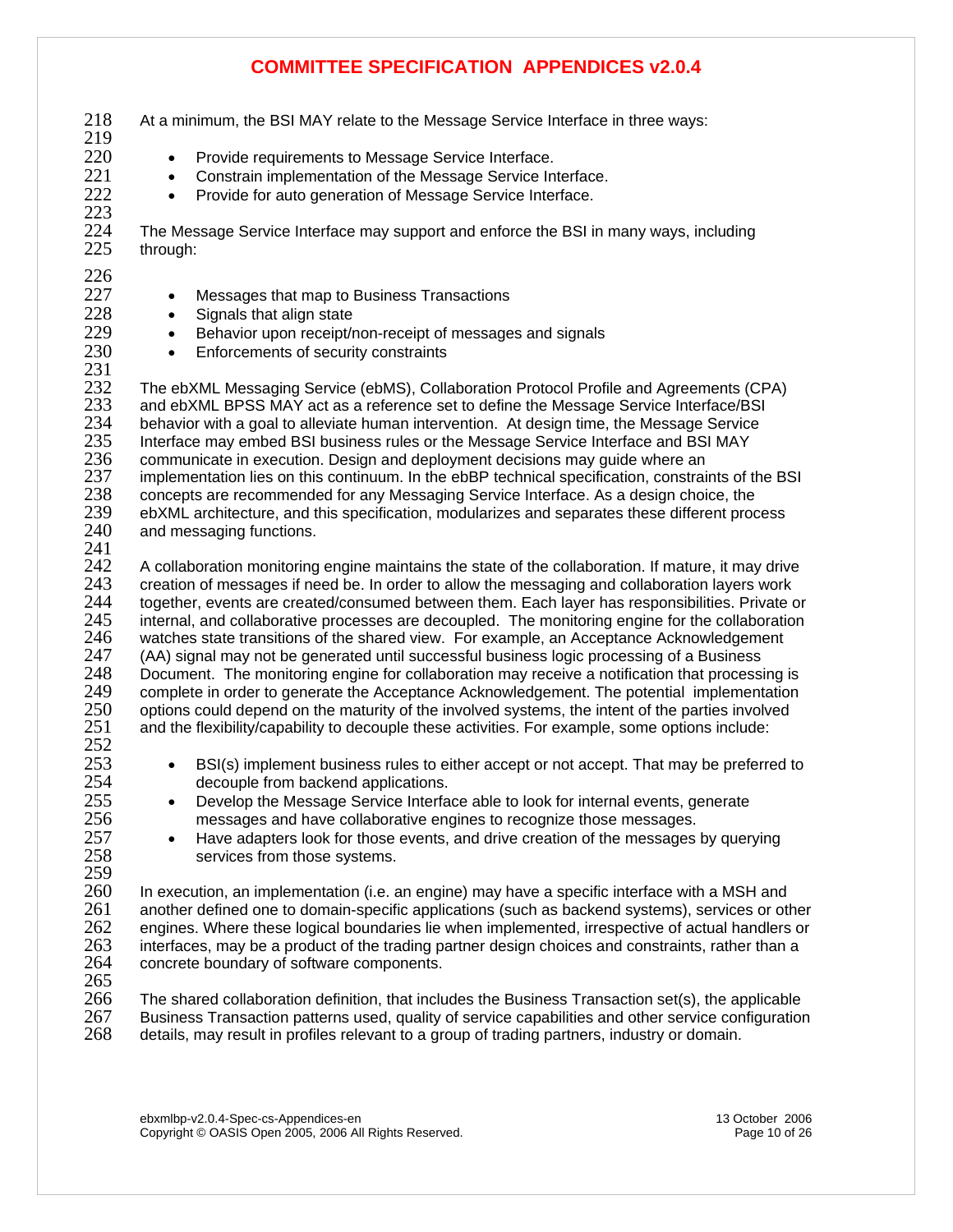At a minimum, the BSI MAY relate to the Message Service Interface in three ways:

- Provide requirements to Message Service Interface.
- Constrain implementation of the Message Service Interface.
- Provide for auto generation of Message Service Interface.

The Message Service Interface may support and enforce the BSI in many ways, including through:

- Messages that map to Business Transactions
- Signals that align state
- Behavior upon receipt/non-receipt of messages and signals
- Enforcements of security constraints

The ebXML Messaging Service (ebMS), Collaboration Protocol Profile and Agreements (CPA) and ebXML BPSS MAY act as a reference set to define the Message Service Interface/BSI behavior with a goal to alleviate human intervention. At design time, the Message Service Interface may embed BSI business rules or the Message Service Interface and BSI MAY communicate in execution. Design and deployment decisions may guide where an implementation lies on this continuum. In the ebBP technical specification, constraints of the BSI concepts are recommended for any Messaging Service Interface. As a design choice, the ebXML architecture, and this specification, modularizes and separates these different process and messaging functions.

A collaboration monitoring engine maintains the state of the collaboration. If mature, it may drive creation of messages if need be. In order to allow the messaging and collaboration layers work together, events are created/consumed between them. Each layer has responsibilities. Private or internal, and collaborative processes are decoupled. The monitoring engine for the collaboration watches state transitions of the shared view. For example, an Acceptance Acknowledgement (AA) signal may not be generated until successful business logic processing of a Business Document. The monitoring engine for collaboration may receive a notification that processing is complete in order to generate the Acceptance Acknowledgement. The potential implementation options could depend on the maturity of the involved systems, the intent of the parties involved and the flexibility/capability to decouple these activities. For example, some options include:

- BSI(s) implement business rules to either accept or not accept. That may be preferred to decouple from backend applications.
- Develop the Message Service Interface able to look for internal events, generate messages and have collaborative engines to recognize those messages.
- Have adapters look for those events, and drive creation of the messages by querying services from those systems.

In execution, an implementation (i.e. an engine) may have a specific interface with a MSH and another defined one to domain-specific applications (such as backend systems), services or other engines. Where these logical boundaries lie when implemented, irrespective of actual handlers or interfaces, may be a product of the trading partner design choices and constraints, rather than a concrete boundary of software components.

The shared collaboration definition, that includes the Business Transaction set(s), the applicable Business Transaction patterns used, quality of service capabilities and other service configuration details, may result in profiles relevant to a group of trading partners, industry or domain.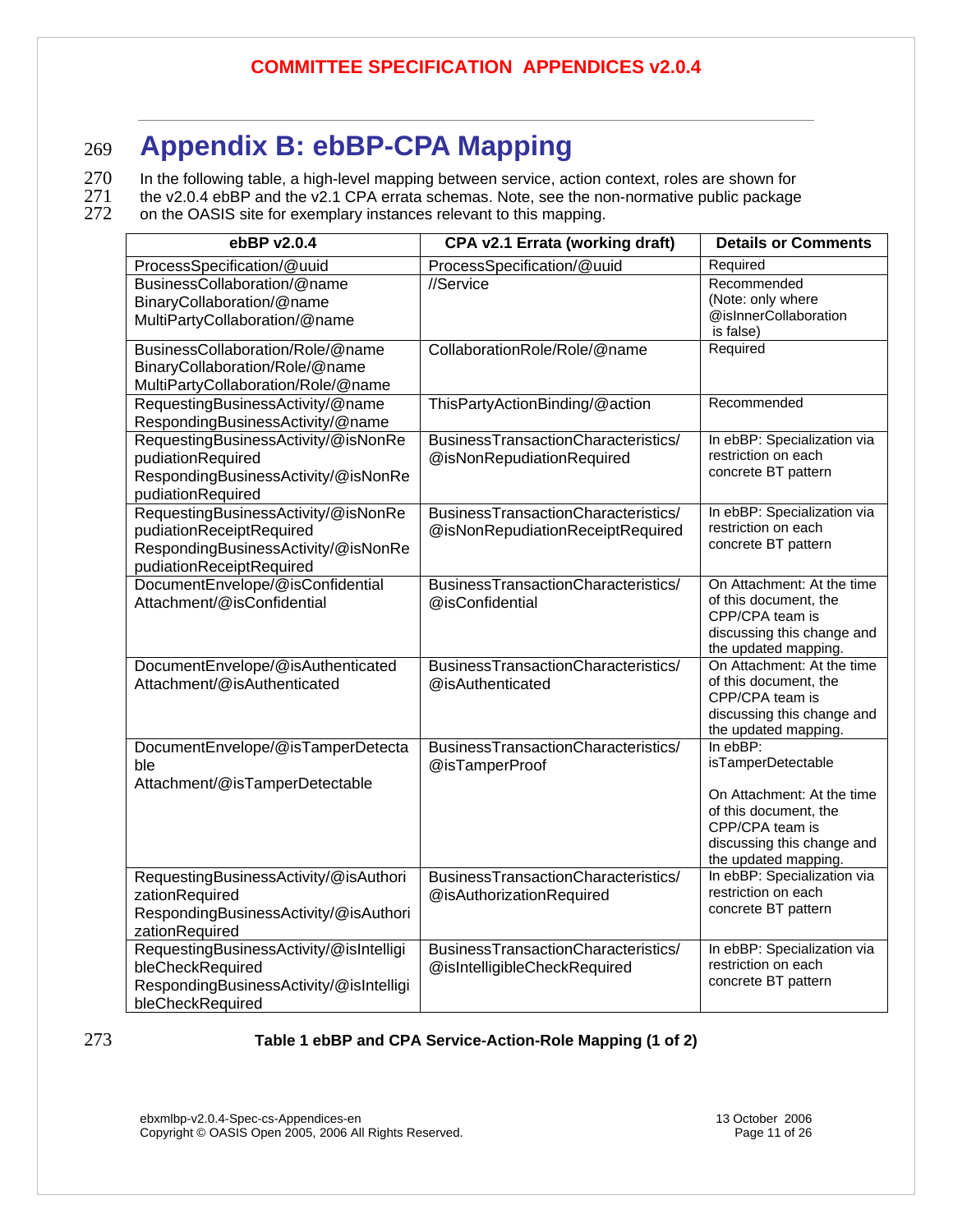# Appendix B: ebBP-CPA Mapping

In the following table, a high-level mapping between service, action context, roles are shown for the v2.0.4 ebBP and the v2.1 CPA errata schemas. Note, see the non-normative public package on the OASIS site for exemplary instances relevant to this mapping.

| ebBP v2.0.4 | CPA v2.1 Errata (working draft) | Details or Comments |
|---|---|---|
| ProcessSpecification/@uuid | ProcessSpecification/@uuid | Required |
| BusinessCollaboration/@name<br>BinaryCollaboration/@name<br>MultiPartyCollaboration/@name | //Service | Recommended<br>(Note: only where @isInnerCollaboration is false) |
| BusinessCollaboration/Role/@name<br>BinaryCollaboration/Role/@name<br>MultiPartyCollaboration/Role/@name | CollaborationRole/Role/@name | Required |
| RequestingBusinessActivity/@name<br>RespondingBusinessActivity/@name | ThisPartyActionBinding/@action | Recommended |
| RequestingBusinessActivity/@isNonRepudiationRequired<br>RespondingBusinessActivity/@isNonRepudiationRequired | BusinessTransactionCharacteristics/@isNonRepudiationRequired | In ebBP: Specialization via restriction on each concrete BT pattern |
| RequestingBusinessActivity/@isNonRepudiationReceiptRequired<br>RespondingBusinessActivity/@isNonRepudiationReceiptRequired | BusinessTransactionCharacteristics/@isNonRepudiationReceiptRequired | In ebBP: Specialization via restriction on each concrete BT pattern |
| DocumentEnvelope/@isConfidential<br>Attachment/@isConfidential | BusinessTransactionCharacteristics/@isConfidential | On Attachment: At the time of this document, the CPP/CPA team is discussing this change and the updated mapping. |
| DocumentEnvelope/@isAuthenticated<br>Attachment/@isAuthenticated | BusinessTransactionCharacteristics/@isAuthenticated | On Attachment: At the time of this document, the CPP/CPA team is discussing this change and the updated mapping. |
| DocumentEnvelope/@isTamperDetectable<br>Attachment/@isTamperDetectable | BusinessTransactionCharacteristics/@isTamperProof | In ebBP: isTamperDetectable<br><br>On Attachment: At the time of this document, the CPP/CPA team is discussing this change and the updated mapping. |
| RequestingBusinessActivity/@isAuthorizationRequired<br>RespondingBusinessActivity/@isAuthorizationRequired | BusinessTransactionCharacteristics/@isAuthorizationRequired | In ebBP: Specialization via restriction on each concrete BT pattern |
| RequestingBusinessActivity/@isIntelligibleCheckRequired<br>RespondingBusinessActivity/@isIntelligibleCheckRequired | BusinessTransactionCharacteristics/@isIntelligibleCheckRequired | In ebBP: Specialization via restriction on each concrete BT pattern |

**Table 1 ebBP and CPA Service-Action-Role Mapping (1 of 2)**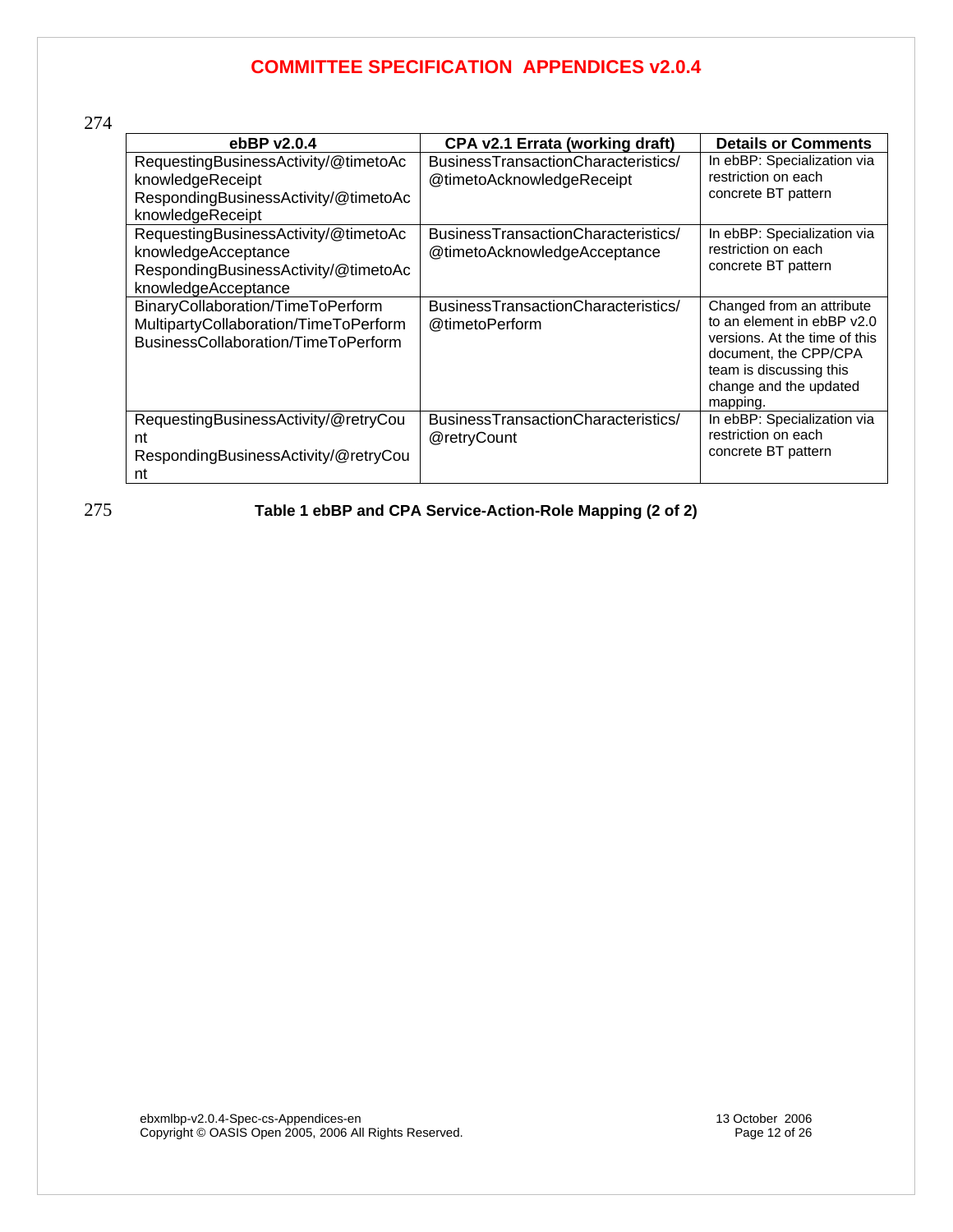274

| ebBP v2.0.4 | CPA v2.1 Errata (working draft) | Details or Comments |
|---|---|---|
| RequestingBusinessActivity/@timetoAcknowledgeReceipt RespondingBusinessActivity/@timetoAcknowledgeReceipt | BusinessTransactionCharacteristics/@timetoAcknowledgeReceipt | In ebBP: Specialization via restriction on each concrete BT pattern |
| RequestingBusinessActivity/@timetoAcknowledgeAcceptance RespondingBusinessActivity/@timetoAcknowledgeAcceptance | BusinessTransactionCharacteristics/@timetoAcknowledgeAcceptance | In ebBP: Specialization via restriction on each concrete BT pattern |
| BinaryCollaboration/TimeToPerform MultipartyCollaboration/TimeToPerform BusinessCollaboration/TimeToPerform | BusinessTransactionCharacteristics/@timetoPerform | Changed from an attribute to an element in ebBP v2.0 versions. At the time of this document, the CPP/CPA team is discussing this change and the updated mapping. |
| RequestingBusinessActivity/@retryCount RespondingBusinessActivity/@retryCount | BusinessTransactionCharacteristics/@retryCount | In ebBP: Specialization via restriction on each concrete BT pattern |

275 **Table 1 ebBP and CPA Service-Action-Role Mapping (2 of 2)**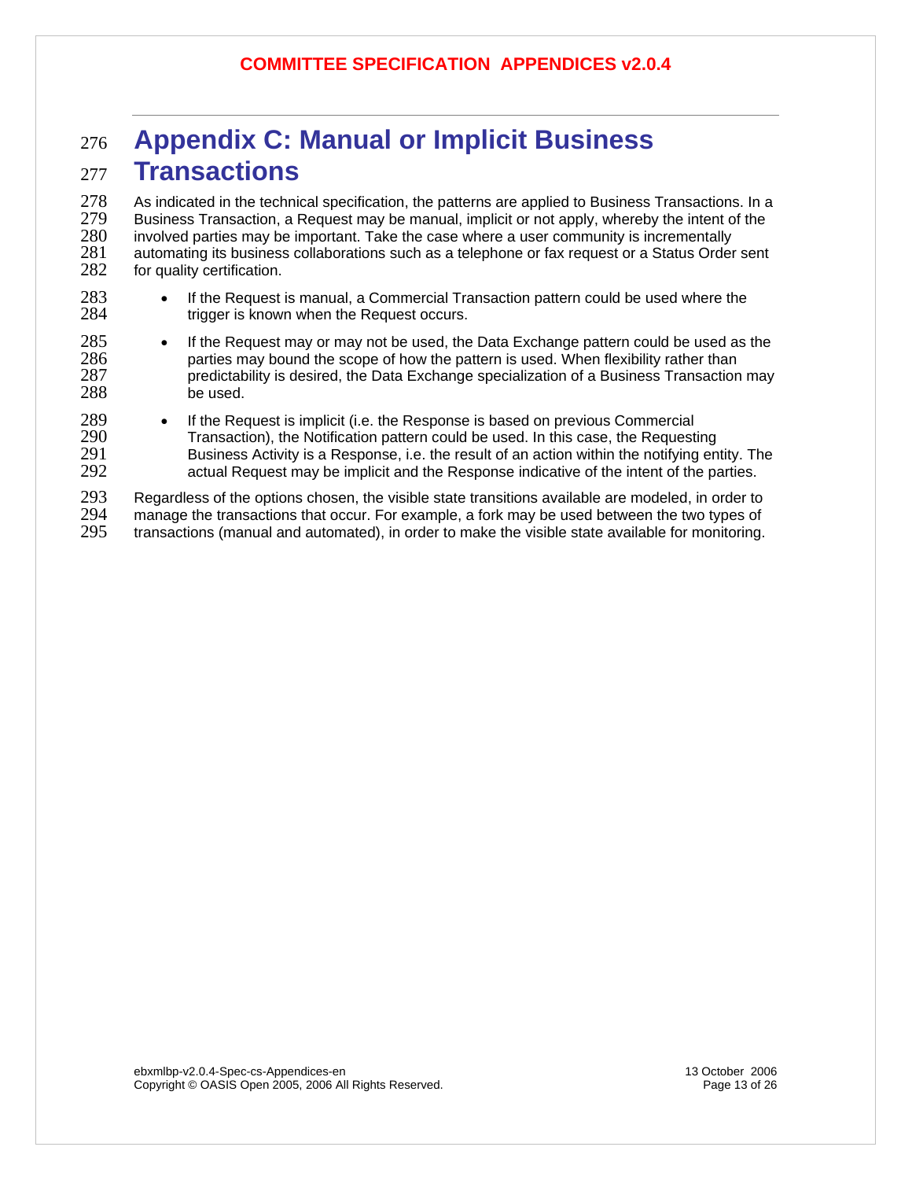# Appendix C: Manual or Implicit Business Transactions

As indicated in the technical specification, the patterns are applied to Business Transactions. In a Business Transaction, a Request may be manual, implicit or not apply, whereby the intent of the involved parties may be important. Take the case where a user community is incrementally automating its business collaborations such as a telephone or fax request or a Status Order sent for quality certification.

- If the Request is manual, a Commercial Transaction pattern could be used where the trigger is known when the Request occurs.
- If the Request may or may not be used, the Data Exchange pattern could be used as the parties may bound the scope of how the pattern is used. When flexibility rather than predictability is desired, the Data Exchange specialization of a Business Transaction may be used.
- If the Request is implicit (i.e. the Response is based on previous Commercial Transaction), the Notification pattern could be used. In this case, the Requesting Business Activity is a Response, i.e. the result of an action within the notifying entity. The actual Request may be implicit and the Response indicative of the intent of the parties.

Regardless of the options chosen, the visible state transitions available are modeled, in order to manage the transactions that occur. For example, a fork may be used between the two types of transactions (manual and automated), in order to make the visible state available for monitoring.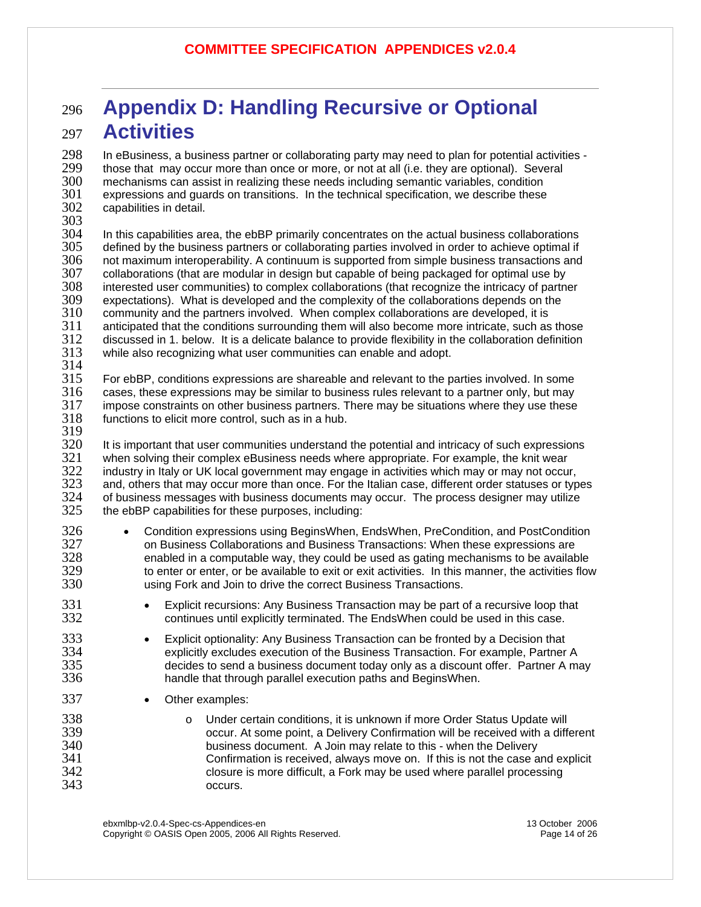# Appendix D: Handling Recursive or Optional Activities

In eBusiness, a business partner or collaborating party may need to plan for potential activities - those that may occur more than once or more, or not at all (i.e. they are optional). Several mechanisms can assist in realizing these needs including semantic variables, condition expressions and guards on transitions. In the technical specification, we describe these capabilities in detail.

In this capabilities area, the ebBP primarily concentrates on the actual business collaborations defined by the business partners or collaborating parties involved in order to achieve optimal if not maximum interoperability. A continuum is supported from simple business transactions and collaborations (that are modular in design but capable of being packaged for optimal use by interested user communities) to complex collaborations (that recognize the intricacy of partner expectations). What is developed and the complexity of the collaborations depends on the community and the partners involved. When complex collaborations are developed, it is anticipated that the conditions surrounding them will also become more intricate, such as those discussed in 1. below. It is a delicate balance to provide flexibility in the collaboration definition while also recognizing what user communities can enable and adopt.

For ebBP, conditions expressions are shareable and relevant to the parties involved. In some cases, these expressions may be similar to business rules relevant to a partner only, but may impose constraints on other business partners. There may be situations where they use these functions to elicit more control, such as in a hub.

It is important that user communities understand the potential and intricacy of such expressions when solving their complex eBusiness needs where appropriate. For example, the knit wear industry in Italy or UK local government may engage in activities which may or may not occur, and, others that may occur more than once. For the Italian case, different order statuses or types of business messages with business documents may occur. The process designer may utilize the ebBP capabilities for these purposes, including:

- Condition expressions using BeginsWhen, EndsWhen, PreCondition, and PostCondition on Business Collaborations and Business Transactions: When these expressions are enabled in a computable way, they could be used as gating mechanisms to be available to enter or enter, or be available to exit or exit activities. In this manner, the activities flow using Fork and Join to drive the correct Business Transactions.
  - Explicit recursions: Any Business Transaction may be part of a recursive loop that continues until explicitly terminated. The EndsWhen could be used in this case.
  - Explicit optionality: Any Business Transaction can be fronted by a Decision that explicitly excludes execution of the Business Transaction. For example, Partner A decides to send a business document today only as a discount offer. Partner A may handle that through parallel execution paths and BeginsWhen.
  - Other examples:
    - Under certain conditions, it is unknown if more Order Status Update will occur. At some point, a Delivery Confirmation will be received with a different business document. A Join may relate to this - when the Delivery Confirmation is received, always move on. If this is not the case and explicit closure is more difficult, a Fork may be used where parallel processing occurs.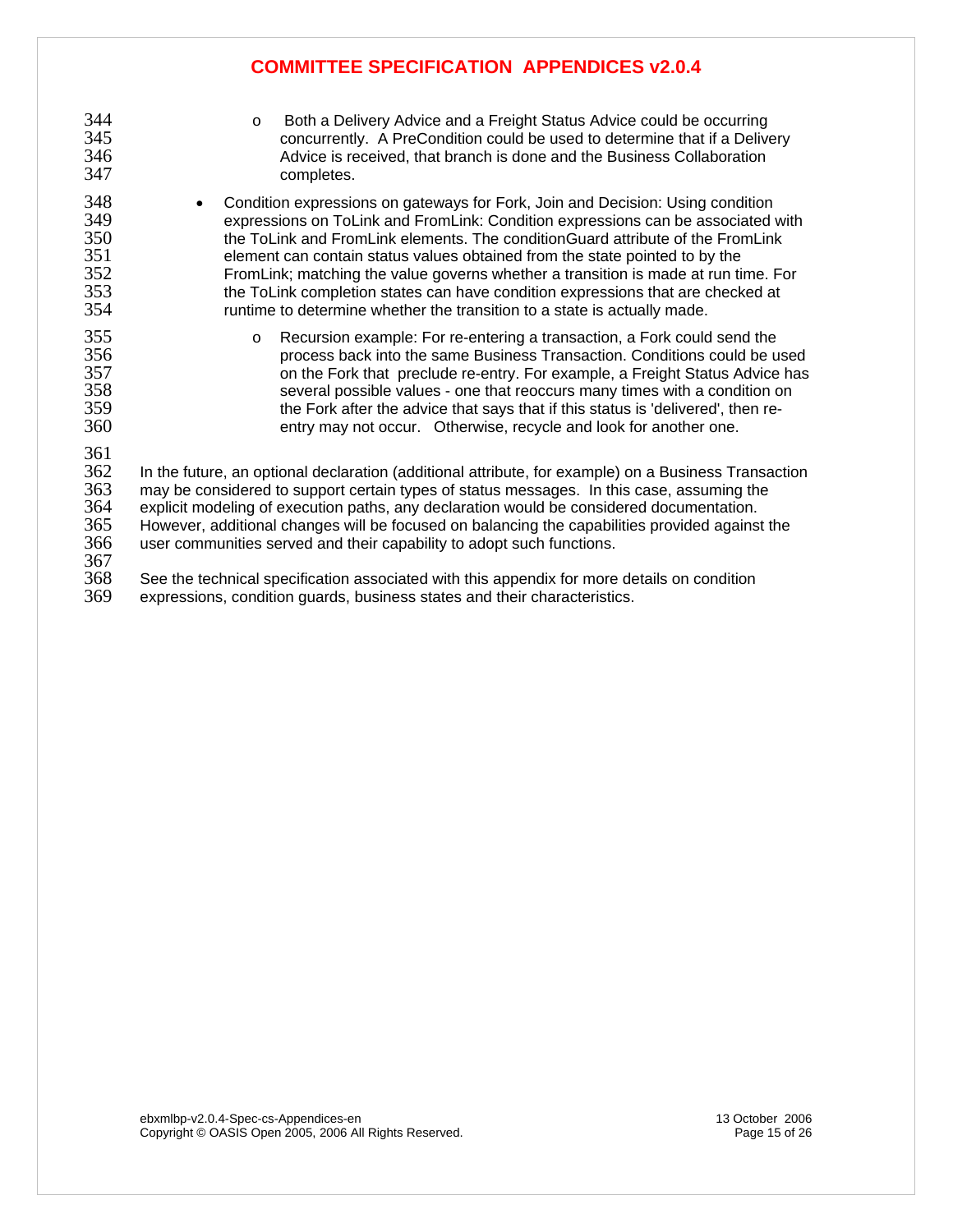- Both a Delivery Advice and a Freight Status Advice could be occurring concurrently. A PreCondition could be used to determine that if a Delivery Advice is received, that branch is done and the Business Collaboration completes.

- Condition expressions on gateways for Fork, Join and Decision: Using condition expressions on ToLink and FromLink: Condition expressions can be associated with the ToLink and FromLink elements. The conditionGuard attribute of the FromLink element can contain status values obtained from the state pointed to by the FromLink; matching the value governs whether a transition is made at run time. For the ToLink completion states can have condition expressions that are checked at runtime to determine whether the transition to a state is actually made.

    - Recursion example: For re-entering a transaction, a Fork could send the process back into the same Business Transaction. Conditions could be used on the Fork that preclude re-entry. For example, a Freight Status Advice has several possible values - one that reoccurs many times with a condition on the Fork after the advice that says that if this status is 'delivered', then re-entry may not occur. Otherwise, recycle and look for another one.

In the future, an optional declaration (additional attribute, for example) on a Business Transaction may be considered to support certain types of status messages. In this case, assuming the explicit modeling of execution paths, any declaration would be considered documentation. However, additional changes will be focused on balancing the capabilities provided against the user communities served and their capability to adopt such functions.

See the technical specification associated with this appendix for more details on condition expressions, condition guards, business states and their characteristics.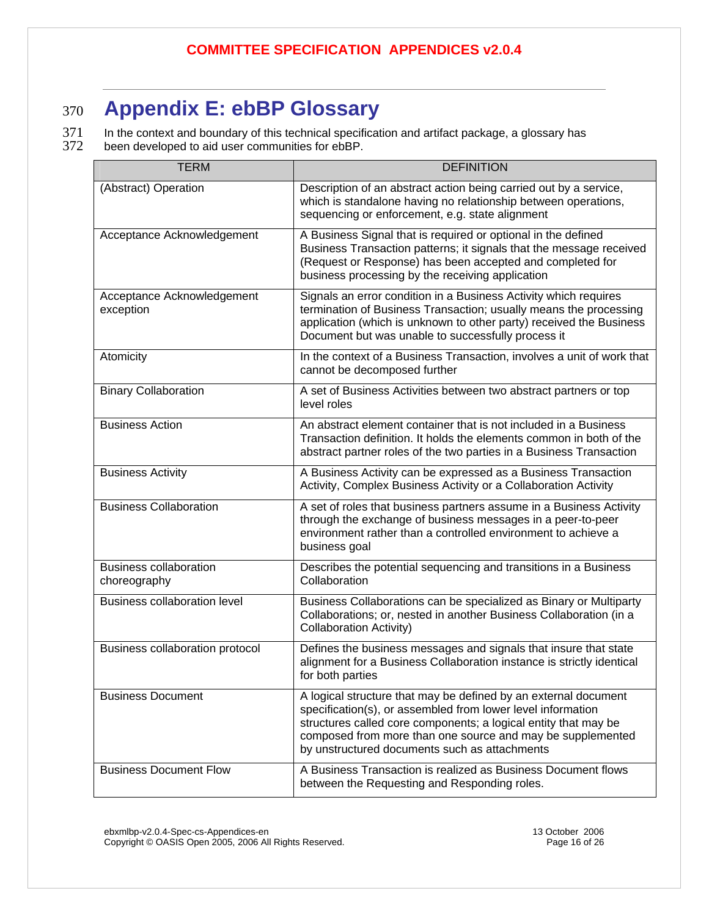# Appendix E: ebBP Glossary

In the context and boundary of this technical specification and artifact package, a glossary has been developed to aid user communities for ebBP.

| TERM | DEFINITION |
|---|---|
| (Abstract) Operation | Description of an abstract action being carried out by a service, which is standalone having no relationship between operations, sequencing or enforcement, e.g. state alignment |
| Acceptance Acknowledgement | A Business Signal that is required or optional in the defined Business Transaction patterns; it signals that the message received (Request or Response) has been accepted and completed for business processing by the receiving application |
| Acceptance Acknowledgement exception | Signals an error condition in a Business Activity which requires termination of Business Transaction; usually means the processing application (which is unknown to other party) received the Business Document but was unable to successfully process it |
| Atomicity | In the context of a Business Transaction, involves a unit of work that cannot be decomposed further |
| Binary Collaboration | A set of Business Activities between two abstract partners or top level roles |
| Business Action | An abstract element container that is not included in a Business Transaction definition. It holds the elements common in both of the abstract partner roles of the two parties in a Business Transaction |
| Business Activity | A Business Activity can be expressed as a Business Transaction Activity, Complex Business Activity or a Collaboration Activity |
| Business Collaboration | A set of roles that business partners assume in a Business Activity through the exchange of business messages in a peer-to-peer environment rather than a controlled environment to achieve a business goal |
| Business collaboration choreography | Describes the potential sequencing and transitions in a Business Collaboration |
| Business collaboration level | Business Collaborations can be specialized as Binary or Multiparty Collaborations; or, nested in another Business Collaboration (in a Collaboration Activity) |
| Business collaboration protocol | Defines the business messages and signals that insure that state alignment for a Business Collaboration instance is strictly identical for both parties |
| Business Document | A logical structure that may be defined by an external document specification(s), or assembled from lower level information structures called core components; a logical entity that may be composed from more than one source and may be supplemented by unstructured documents such as attachments |
| Business Document Flow | A Business Transaction is realized as Business Document flows between the Requesting and Responding roles. |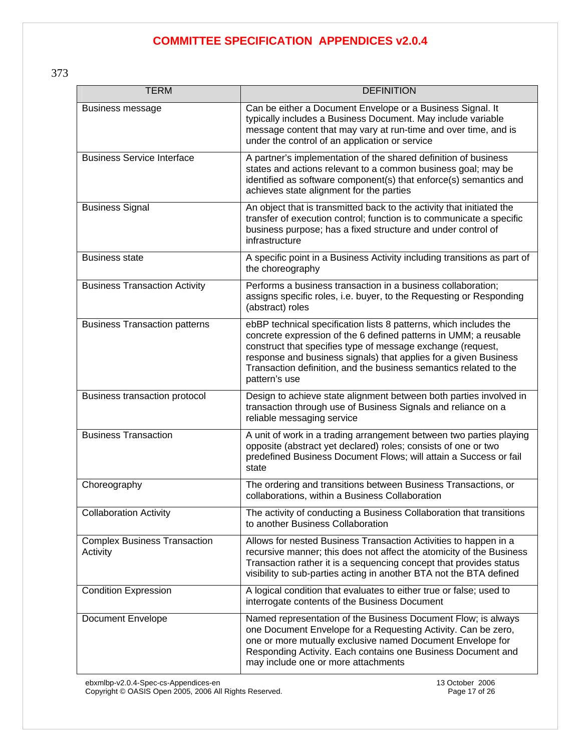373

| TERM | DEFINITION |
|---|---|
| Business message | Can be either a Document Envelope or a Business Signal. It typically includes a Business Document. May include variable message content that may vary at run-time and over time, and is under the control of an application or service |
| Business Service Interface | A partner's implementation of the shared definition of business states and actions relevant to a common business goal; may be identified as software component(s) that enforce(s) semantics and achieves state alignment for the parties |
| Business Signal | An object that is transmitted back to the activity that initiated the transfer of execution control; function is to communicate a specific business purpose; has a fixed structure and under control of infrastructure |
| Business state | A specific point in a Business Activity including transitions as part of the choreography |
| Business Transaction Activity | Performs a business transaction in a business collaboration; assigns specific roles, i.e. buyer, to the Requesting or Responding (abstract) roles |
| Business Transaction patterns | ebBP technical specification lists 8 patterns, which includes the concrete expression of the 6 defined patterns in UMM; a reusable construct that specifies type of message exchange (request, response and business signals) that applies for a given Business Transaction definition, and the business semantics related to the pattern's use |
| Business transaction protocol | Design to achieve state alignment between both parties involved in transaction through use of Business Signals and reliance on a reliable messaging service |
| Business Transaction | A unit of work in a trading arrangement between two parties playing opposite (abstract yet declared) roles; consists of one or two predefined Business Document Flows; will attain a Success or fail state |
| Choreography | The ordering and transitions between Business Transactions, or collaborations, within a Business Collaboration |
| Collaboration Activity | The activity of conducting a Business Collaboration that transitions to another Business Collaboration |
| Complex Business Transaction Activity | Allows for nested Business Transaction Activities to happen in a recursive manner; this does not affect the atomicity of the Business Transaction rather it is a sequencing concept that provides status visibility to sub-parties acting in another BTA not the BTA defined |
| Condition Expression | A logical condition that evaluates to either true or false; used to interrogate contents of the Business Document |
| Document Envelope | Named representation of the Business Document Flow; is always one Document Envelope for a Requesting Activity. Can be zero, one or more mutually exclusive named Document Envelope for Responding Activity. Each contains one Business Document and may include one or more attachments |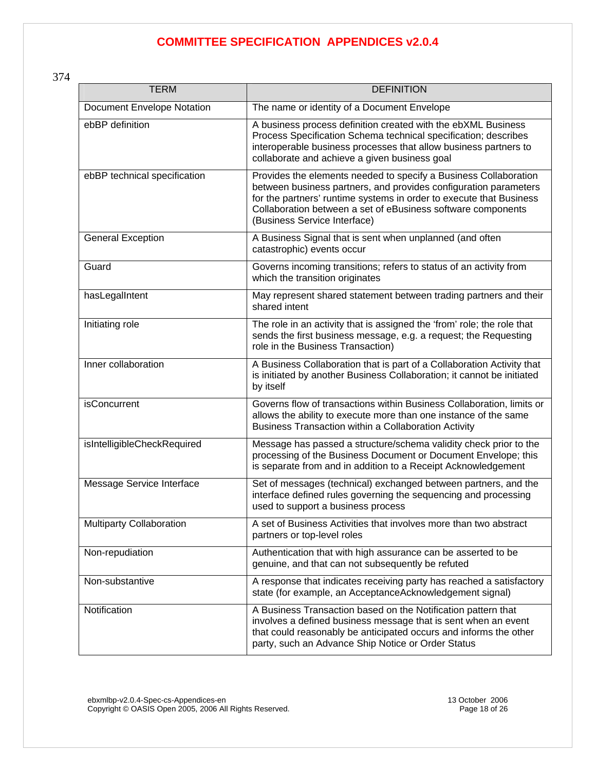374

| TERM | DEFINITION |
| --- | --- |
| Document Envelope Notation | The name or identity of a Document Envelope |
| ebBP definition | A business process definition created with the ebXML Business Process Specification Schema technical specification; describes interoperable business processes that allow business partners to collaborate and achieve a given business goal |
| ebBP technical specification | Provides the elements needed to specify a Business Collaboration between business partners, and provides configuration parameters for the partners' runtime systems in order to execute that Business Collaboration between a set of eBusiness software components (Business Service Interface) |
| General Exception | A Business Signal that is sent when unplanned (and often catastrophic) events occur |
| Guard | Governs incoming transitions; refers to status of an activity from which the transition originates |
| hasLegalIntent | May represent shared statement between trading partners and their shared intent |
| Initiating role | The role in an activity that is assigned the 'from' role; the role that sends the first business message, e.g. a request; the Requesting role in the Business Transaction) |
| Inner collaboration | A Business Collaboration that is part of a Collaboration Activity that is initiated by another Business Collaboration; it cannot be initiated by itself |
| isConcurrent | Governs flow of transactions within Business Collaboration, limits or allows the ability to execute more than one instance of the same Business Transaction within a Collaboration Activity |
| isIntelligibleCheckRequired | Message has passed a structure/schema validity check prior to the processing of the Business Document or Document Envelope; this is separate from and in addition to a Receipt Acknowledgement |
| Message Service Interface | Set of messages (technical) exchanged between partners, and the interface defined rules governing the sequencing and processing used to support a business process |
| Multiparty Collaboration | A set of Business Activities that involves more than two abstract partners or top-level roles |
| Non-repudiation | Authentication that with high assurance can be asserted to be genuine, and that can not subsequently be refuted |
| Non-substantive | A response that indicates receiving party has reached a satisfactory state (for example, an AcceptanceAcknowledgement signal) |
| Notification | A Business Transaction based on the Notification pattern that involves a defined business message that is sent when an event that could reasonably be anticipated occurs and informs the other party, such an Advance Ship Notice or Order Status |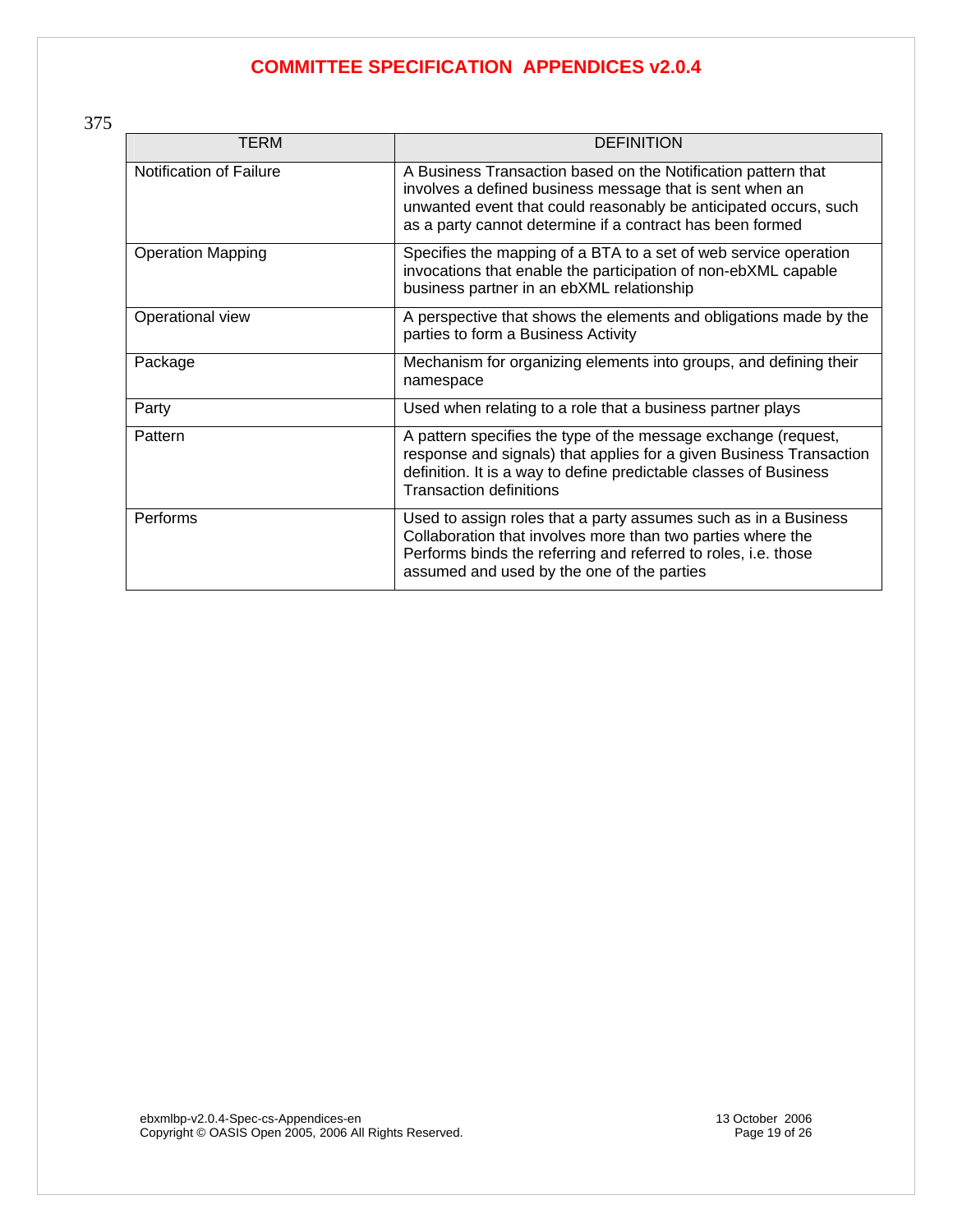375

| TERM | DEFINITION |
|---|---|
| Notification of Failure | A Business Transaction based on the Notification pattern that involves a defined business message that is sent when an unwanted event that could reasonably be anticipated occurs, such as a party cannot determine if a contract has been formed |
| Operation Mapping | Specifies the mapping of a BTA to a set of web service operation invocations that enable the participation of non-ebXML capable business partner in an ebXML relationship |
| Operational view | A perspective that shows the elements and obligations made by the parties to form a Business Activity |
| Package | Mechanism for organizing elements into groups, and defining their namespace |
| Party | Used when relating to a role that a business partner plays |
| Pattern | A pattern specifies the type of the message exchange (request, response and signals) that applies for a given Business Transaction definition. It is a way to define predictable classes of Business Transaction definitions |
| Performs | Used to assign roles that a party assumes such as in a Business Collaboration that involves more than two parties where the Performs binds the referring and referred to roles, i.e. those assumed and used by the one of the parties |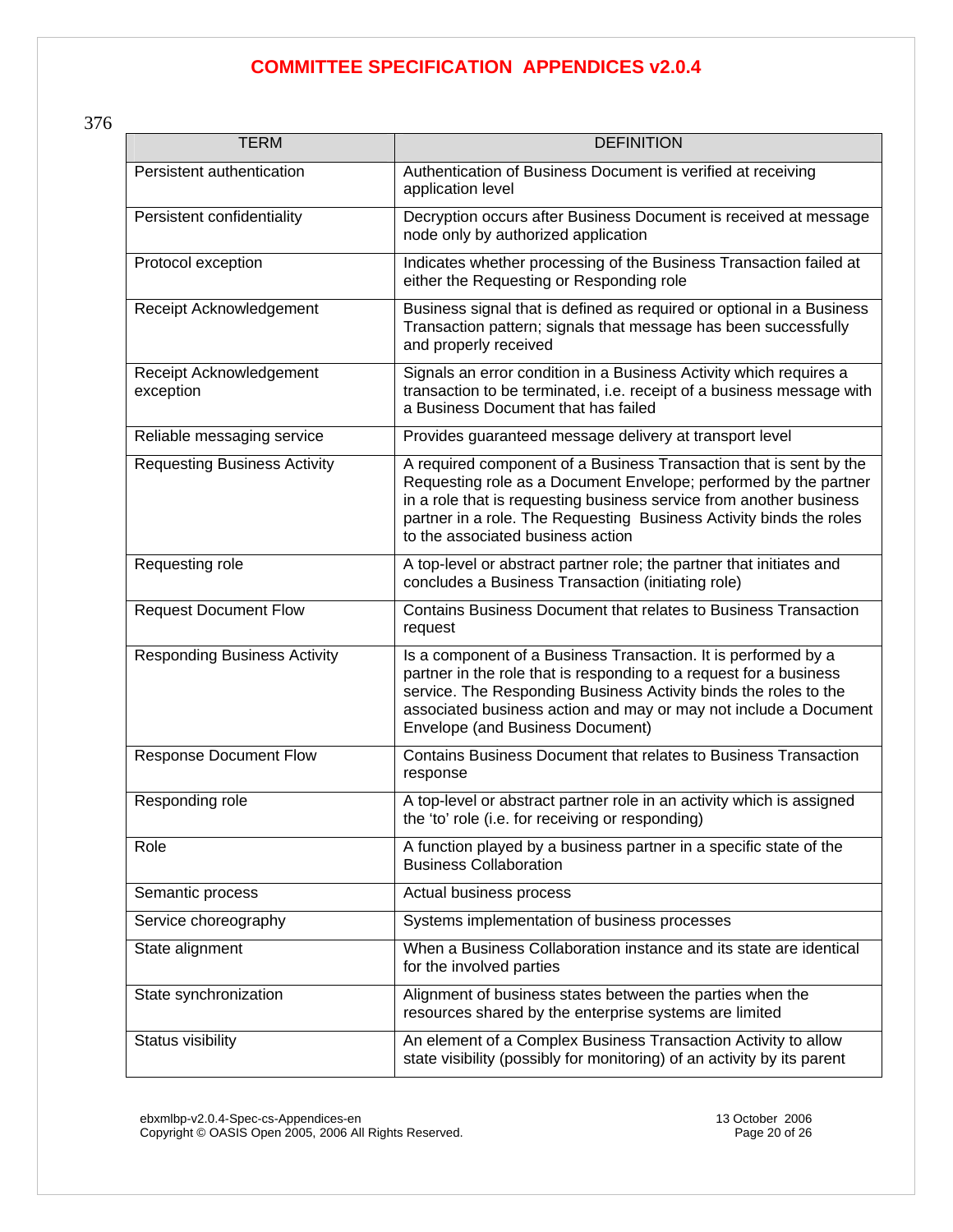376

| TERM | DEFINITION |
| --- | --- |
| Persistent authentication | Authentication of Business Document is verified at receiving application level |
| Persistent confidentiality | Decryption occurs after Business Document is received at message node only by authorized application |
| Protocol exception | Indicates whether processing of the Business Transaction failed at either the Requesting or Responding role |
| Receipt Acknowledgement | Business signal that is defined as required or optional in a Business Transaction pattern; signals that message has been successfully and properly received |
| Receipt Acknowledgement exception | Signals an error condition in a Business Activity which requires a transaction to be terminated, i.e. receipt of a business message with a Business Document that has failed |
| Reliable messaging service | Provides guaranteed message delivery at transport level |
| Requesting Business Activity | A required component of a Business Transaction that is sent by the Requesting role as a Document Envelope; performed by the partner in a role that is requesting business service from another business partner in a role. The Requesting Business Activity binds the roles to the associated business action |
| Requesting role | A top-level or abstract partner role; the partner that initiates and concludes a Business Transaction (initiating role) |
| Request Document Flow | Contains Business Document that relates to Business Transaction request |
| Responding Business Activity | Is a component of a Business Transaction. It is performed by a partner in the role that is responding to a request for a business service. The Responding Business Activity binds the roles to the associated business action and may or may not include a Document Envelope (and Business Document) |
| Response Document Flow | Contains Business Document that relates to Business Transaction response |
| Responding role | A top-level or abstract partner role in an activity which is assigned the 'to' role (i.e. for receiving or responding) |
| Role | A function played by a business partner in a specific state of the Business Collaboration |
| Semantic process | Actual business process |
| Service choreography | Systems implementation of business processes |
| State alignment | When a Business Collaboration instance and its state are identical for the involved parties |
| State synchronization | Alignment of business states between the parties when the resources shared by the enterprise systems are limited |
| Status visibility | An element of a Complex Business Transaction Activity to allow state visibility (possibly for monitoring) of an activity by its parent |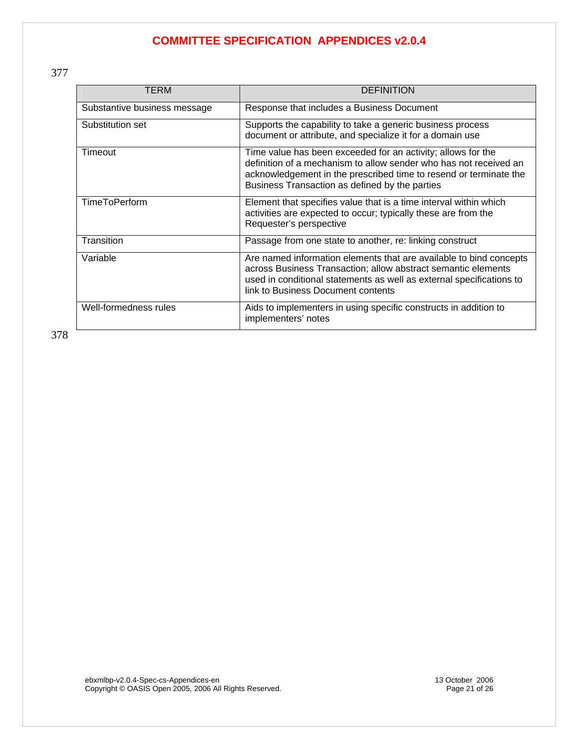377

| TERM | DEFINITION |
|---|---|
| Substantive business message | Response that includes a Business Document |
| Substitution set | Supports the capability to take a generic business process document or attribute, and specialize it for a domain use |
| Timeout | Time value has been exceeded for an activity; allows for the definition of a mechanism to allow sender who has not received an acknowledgement in the prescribed time to resend or terminate the Business Transaction as defined by the parties |
| TimeToPerform | Element that specifies value that is a time interval within which activities are expected to occur; typically these are from the Requester's perspective |
| Transition | Passage from one state to another, re: linking construct |
| Variable | Are named information elements that are available to bind concepts across Business Transaction; allow abstract semantic elements used in conditional statements as well as external specifications to link to Business Document contents |
| Well-formedness rules | Aids to implementers in using specific constructs in addition to implementers' notes |

378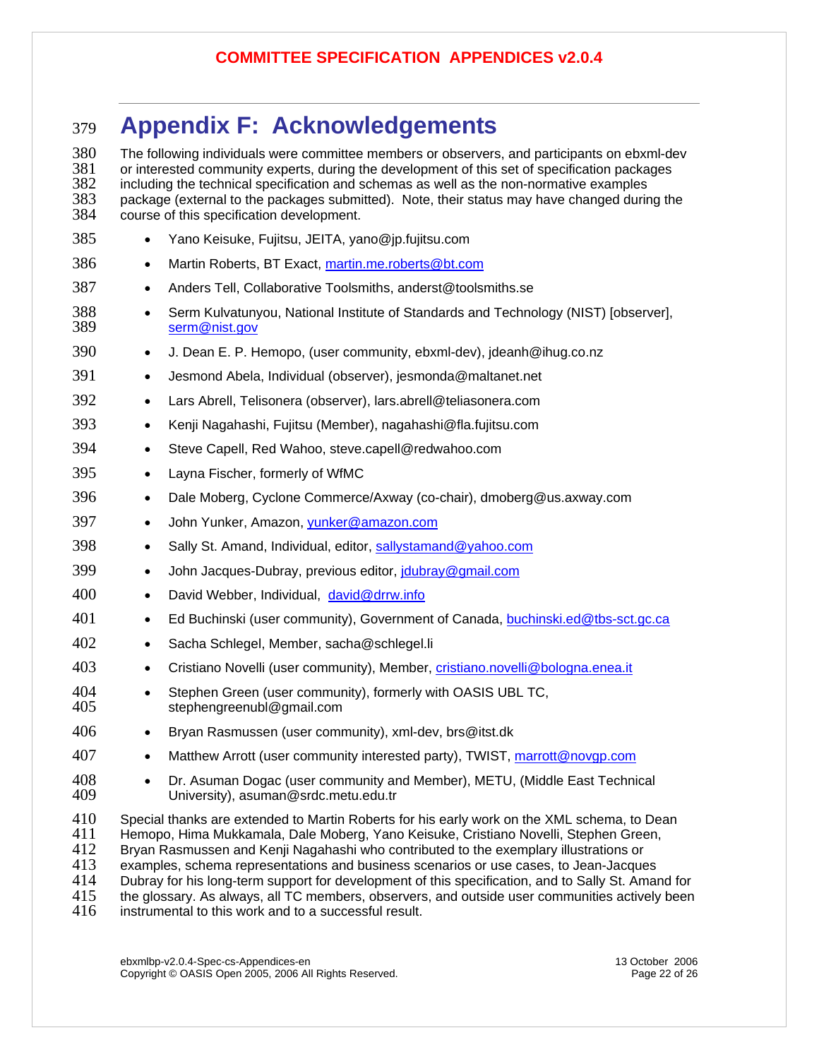# Appendix F: Acknowledgements

The following individuals were committee members or observers, and participants on ebxml-dev or interested community experts, during the development of this set of specification packages including the technical specification and schemas as well as the non-normative examples package (external to the packages submitted). Note, their status may have changed during the course of this specification development.

- Yano Keisuke, Fujitsu, JEITA, yano@jp.fujitsu.com
- Martin Roberts, BT Exact, martin.me.roberts@bt.com
- Anders Tell, Collaborative Toolsmiths, anderst@toolsmiths.se
- Serm Kulvatunyou, National Institute of Standards and Technology (NIST) [observer], serm@nist.gov
- J. Dean E. P. Hemopo, (user community, ebxml-dev), jdeanh@ihug.co.nz
- Jesmond Abela, Individual (observer), jesmonda@maltanet.net
- Lars Abrell, Telisonera (observer), lars.abrell@teliasonera.com
- Kenji Nagahashi, Fujitsu (Member), nagahashi@fla.fujitsu.com
- Steve Capell, Red Wahoo, steve.capell@redwahoo.com
- Layna Fischer, formerly of WfMC
- Dale Moberg, Cyclone Commerce/Axway (co-chair), dmoberg@us.axway.com
- John Yunker, Amazon, yunker@amazon.com
- Sally St. Amand, Individual, editor, sallystamand@yahoo.com
- John Jacques-Dubray, previous editor, jdubray@gmail.com
- David Webber, Individual, david@drrw.info
- Ed Buchinski (user community), Government of Canada, buchinski.ed@tbs-sct.gc.ca
- Sacha Schlegel, Member, sacha@schlegel.li
- Cristiano Novelli (user community), Member, cristiano.novelli@bologna.enea.it
- Stephen Green (user community), formerly with OASIS UBL TC, stephengreenubl@gmail.com
- Bryan Rasmussen (user community), xml-dev, brs@itst.dk
- Matthew Arrott (user community interested party), TWIST, marrott@novgp.com
- Dr. Asuman Dogac (user community and Member), METU, (Middle East Technical University), asuman@srdc.metu.edu.tr

Special thanks are extended to Martin Roberts for his early work on the XML schema, to Dean Hemopo, Hima Mukkamala, Dale Moberg, Yano Keisuke, Cristiano Novelli, Stephen Green, Bryan Rasmussen and Kenji Nagahashi who contributed to the exemplary illustrations or examples, schema representations and business scenarios or use cases, to Jean-Jacques Dubray for his long-term support for development of this specification, and to Sally St. Amand for the glossary. As always, all TC members, observers, and outside user communities actively been instrumental to this work and to a successful result.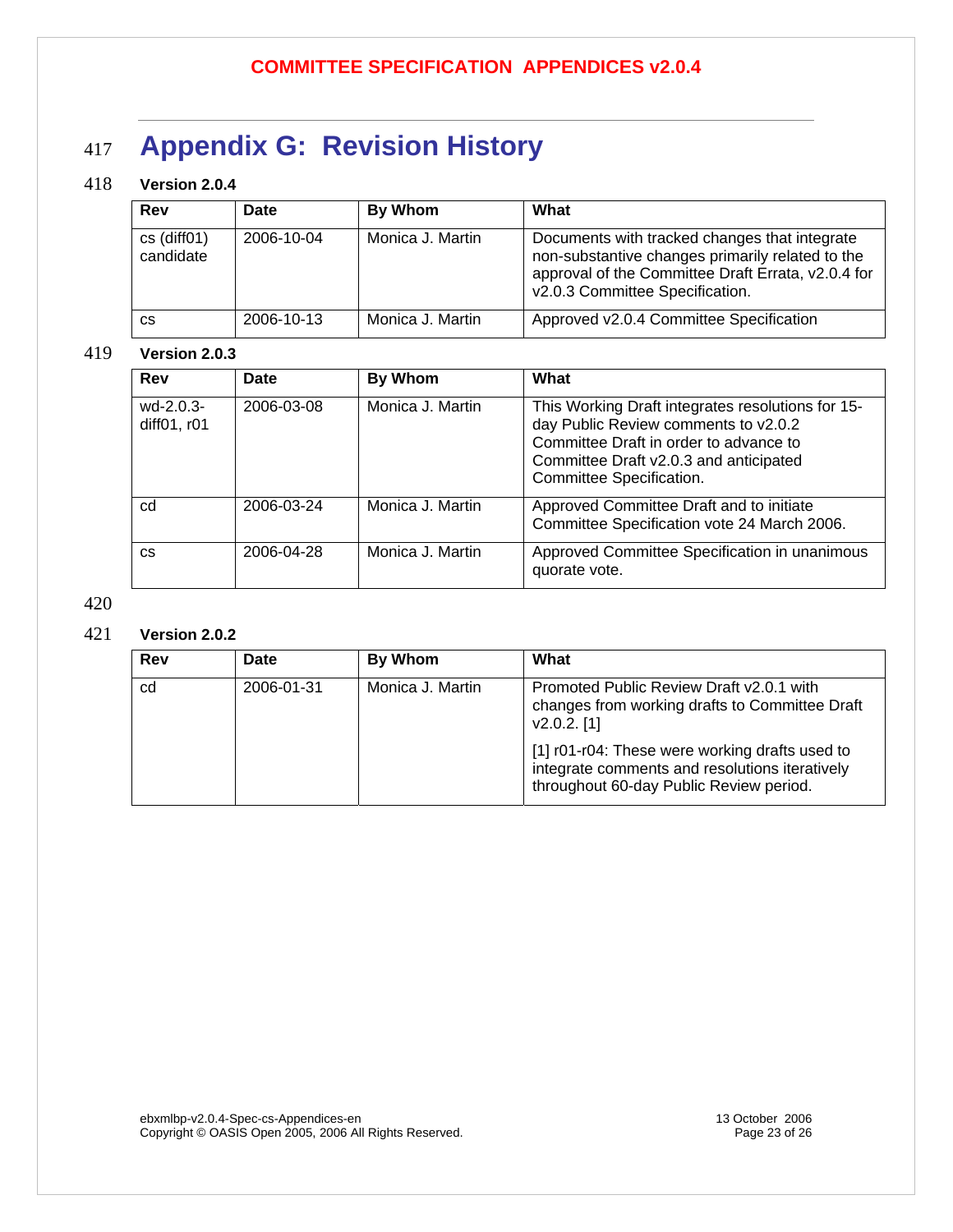# Appendix G: Revision History

**Version 2.0.4**

| Rev | Date | By Whom | What |
|---|---|---|---|
| cs (diff01) candidate | 2006-10-04 | Monica J. Martin | Documents with tracked changes that integrate non-substantive changes primarily related to the approval of the Committee Draft Errata, v2.0.4 for v2.0.3 Committee Specification. |
| cs | 2006-10-13 | Monica J. Martin | Approved v2.0.4 Committee Specification |

**Version 2.0.3**

| Rev | Date | By Whom | What |
|---|---|---|---|
| wd-2.0.3-diff01, r01 | 2006-03-08 | Monica J. Martin | This Working Draft integrates resolutions for 15-day Public Review comments to v2.0.2 Committee Draft in order to advance to Committee Draft v2.0.3 and anticipated Committee Specification. |
| cd | 2006-03-24 | Monica J. Martin | Approved Committee Draft and to initiate Committee Specification vote 24 March 2006. |
| cs | 2006-04-28 | Monica J. Martin | Approved Committee Specification in unanimous quorate vote. |

**Version 2.0.2**

| Rev | Date | By Whom | What |
|---|---|---|---|
| cd | 2006-01-31 | Monica J. Martin | Promoted Public Review Draft v2.0.1 with changes from working drafts to Committee Draft v2.0.2. [1]<br><br>[1] r01-r04: These were working drafts used to integrate comments and resolutions iteratively throughout 60-day Public Review period. |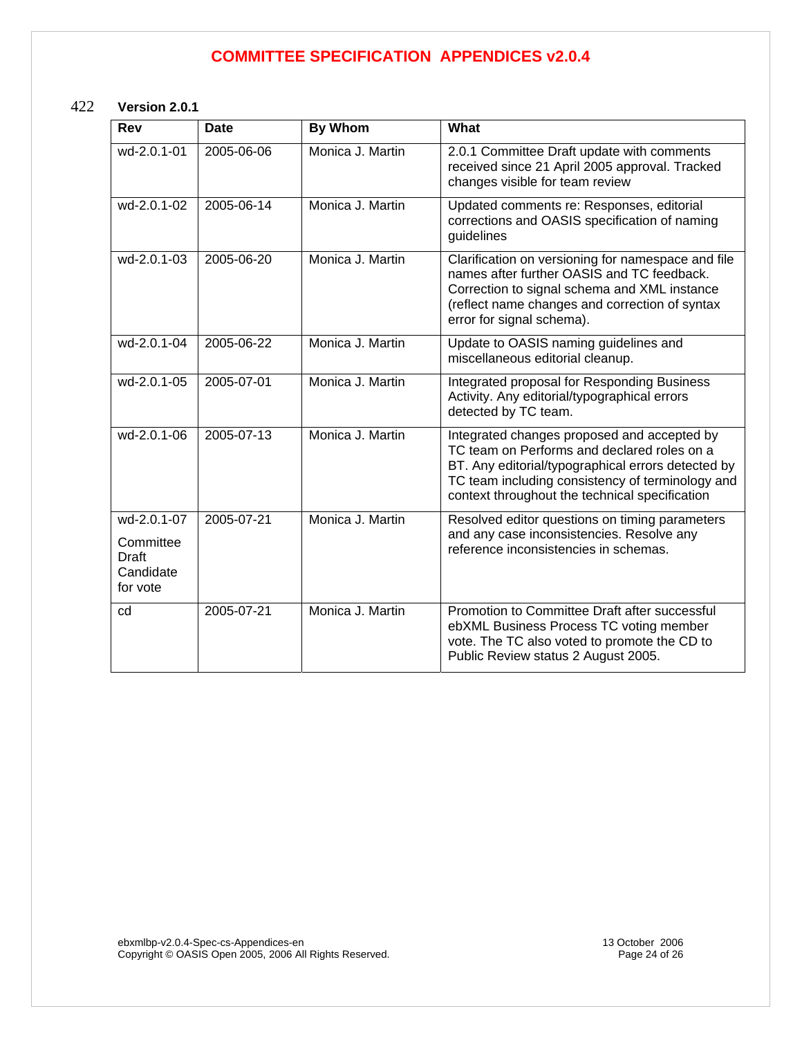422 **Version 2.0.1**

| Rev | Date | By Whom | What |
|---|---|---|---|
| wd-2.0.1-01 | 2005-06-06 | Monica J. Martin | 2.0.1 Committee Draft update with comments received since 21 April 2005 approval. Tracked changes visible for team review |
| wd-2.0.1-02 | 2005-06-14 | Monica J. Martin | Updated comments re: Responses, editorial corrections and OASIS specification of naming guidelines |
| wd-2.0.1-03 | 2005-06-20 | Monica J. Martin | Clarification on versioning for namespace and file names after further OASIS and TC feedback. Correction to signal schema and XML instance (reflect name changes and correction of syntax error for signal schema). |
| wd-2.0.1-04 | 2005-06-22 | Monica J. Martin | Update to OASIS naming guidelines and miscellaneous editorial cleanup. |
| wd-2.0.1-05 | 2005-07-01 | Monica J. Martin | Integrated proposal for Responding Business Activity. Any editorial/typographical errors detected by TC team. |
| wd-2.0.1-06 | 2005-07-13 | Monica J. Martin | Integrated changes proposed and accepted by TC team on Performs and declared roles on a BT. Any editorial/typographical errors detected by TC team including consistency of terminology and context throughout the technical specification |
| wd-2.0.1-07 Committee Draft Candidate for vote | 2005-07-21 | Monica J. Martin | Resolved editor questions on timing parameters and any case inconsistencies. Resolve any reference inconsistencies in schemas. |
| cd | 2005-07-21 | Monica J. Martin | Promotion to Committee Draft after successful ebXML Business Process TC voting member vote. The TC also voted to promote the CD to Public Review status 2 August 2005. |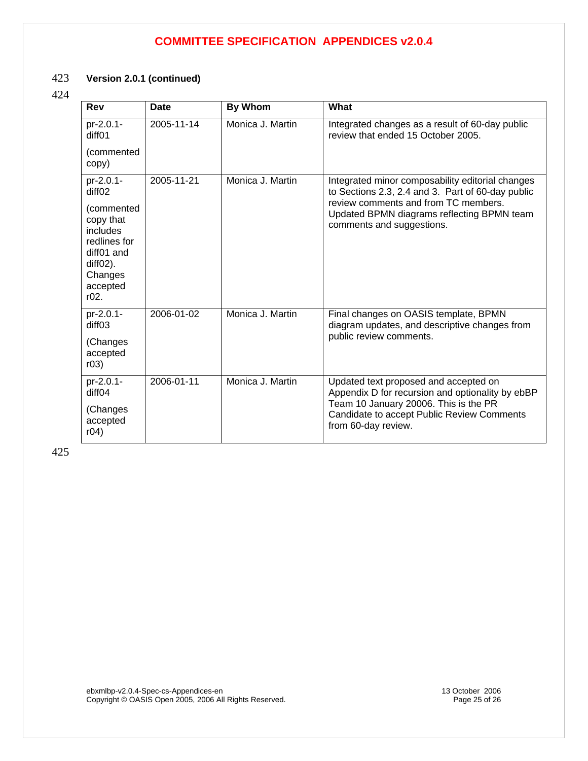**Version 2.0.1 (continued)**

| Rev | Date | By Whom | What |
|---|---|---|---|
| pr-2.0.1-diff01 (commented copy) | 2005-11-14 | Monica J. Martin | Integrated changes as a result of 60-day public review that ended 15 October 2005. |
| pr-2.0.1-diff02 (commented copy that includes redlines for diff01 and diff02). Changes accepted r02. | 2005-11-21 | Monica J. Martin | Integrated minor composability editorial changes to Sections 2.3, 2.4 and 3. Part of 60-day public review comments and from TC members. Updated BPMN diagrams reflecting BPMN team comments and suggestions. |
| pr-2.0.1-diff03 (Changes accepted r03) | 2006-01-02 | Monica J. Martin | Final changes on OASIS template, BPMN diagram updates, and descriptive changes from public review comments. |
| pr-2.0.1-diff04 (Changes accepted r04) | 2006-01-11 | Monica J. Martin | Updated text proposed and accepted on Appendix D for recursion and optionality by ebBP Team 10 January 20006. This is the PR Candidate to accept Public Review Comments from 60-day review. |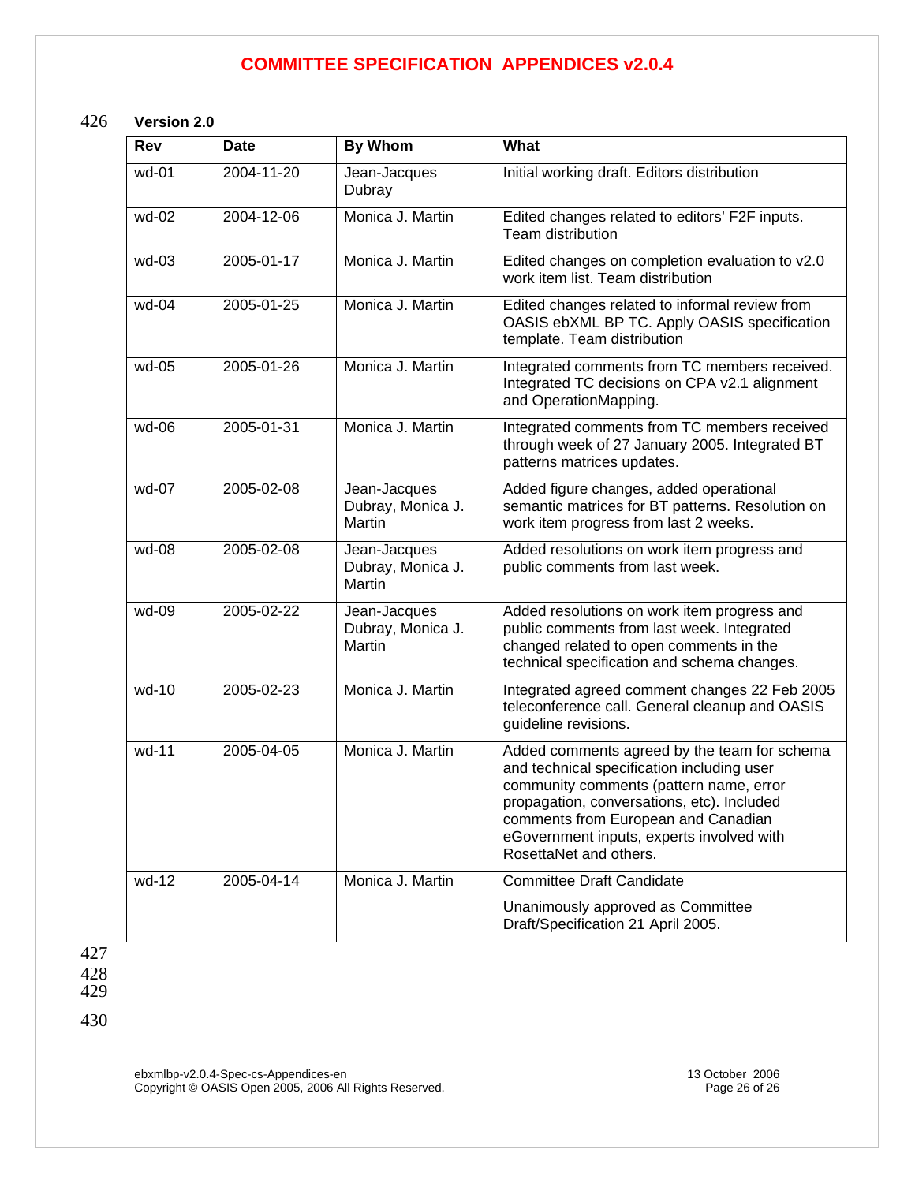**Version 2.0**

| Rev | Date | By Whom | What |
|---|---|---|---|
| wd-01 | 2004-11-20 | Jean-Jacques Dubray | Initial working draft. Editors distribution |
| wd-02 | 2004-12-06 | Monica J. Martin | Edited changes related to editors' F2F inputs. Team distribution |
| wd-03 | 2005-01-17 | Monica J. Martin | Edited changes on completion evaluation to v2.0 work item list. Team distribution |
| wd-04 | 2005-01-25 | Monica J. Martin | Edited changes related to informal review from OASIS ebXML BP TC. Apply OASIS specification template. Team distribution |
| wd-05 | 2005-01-26 | Monica J. Martin | Integrated comments from TC members received. Integrated TC decisions on CPA v2.1 alignment and OperationMapping. |
| wd-06 | 2005-01-31 | Monica J. Martin | Integrated comments from TC members received through week of 27 January 2005. Integrated BT patterns matrices updates. |
| wd-07 | 2005-02-08 | Jean-Jacques Dubray, Monica J. Martin | Added figure changes, added operational semantic matrices for BT patterns. Resolution on work item progress from last 2 weeks. |
| wd-08 | 2005-02-08 | Jean-Jacques Dubray, Monica J. Martin | Added resolutions on work item progress and public comments from last week. |
| wd-09 | 2005-02-22 | Jean-Jacques Dubray, Monica J. Martin | Added resolutions on work item progress and public comments from last week. Integrated changed related to open comments in the technical specification and schema changes. |
| wd-10 | 2005-02-23 | Monica J. Martin | Integrated agreed comment changes 22 Feb 2005 teleconference call. General cleanup and OASIS guideline revisions. |
| wd-11 | 2005-04-05 | Monica J. Martin | Added comments agreed by the team for schema and technical specification including user community comments (pattern name, error propagation, conversations, etc). Included comments from European and Canadian eGovernment inputs, experts involved with RosettaNet and others. |
| wd-12 | 2005-04-14 | Monica J. Martin | Committee Draft Candidate<br><br>Unanimously approved as Committee Draft/Specification 21 April 2005. |